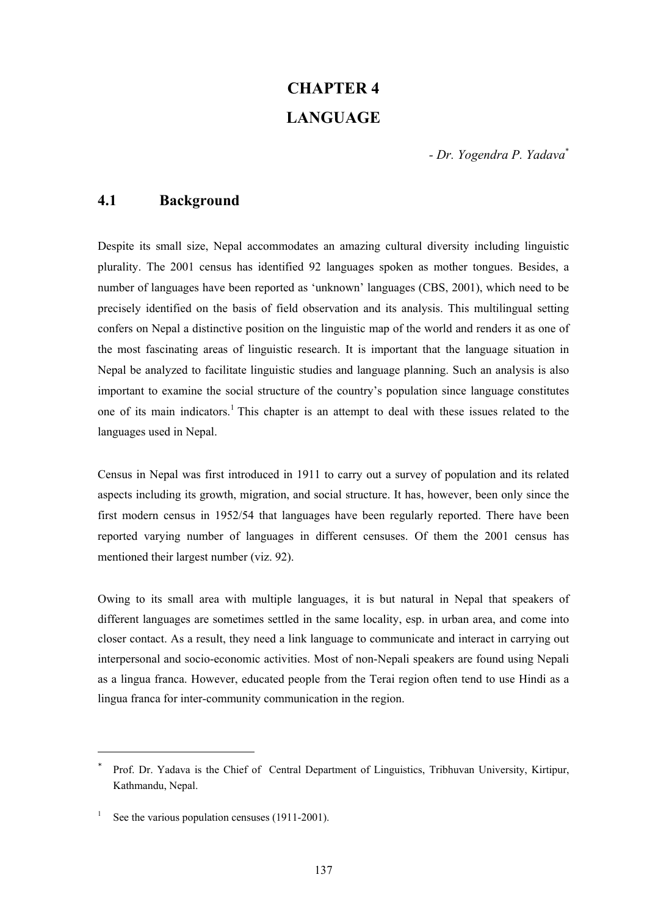# CHAPTER 4

# LANGUAGE

*- Dr. Yogendra P. Yadava*[*]

## 4.1 Background

Despite its small size, Nepal accommodates an amazing cultural diversity including linguistic plurality. The 2001 census has identified 92 languages spoken as mother tongues. Besides, a number of languages have been reported as 'unknown' languages (CBS, 2001), which need to be precisely identified on the basis of field observation and its analysis. This multilingual setting confers on Nepal a distinctive position on the linguistic map of the world and renders it as one of the most fascinating areas of linguistic research. It is important that the language situation in Nepal be analyzed to facilitate linguistic studies and language planning. Such an analysis is also important to examine the social structure of the country's population since language constitutes one of its main indicators.[1] This chapter is an attempt to deal with these issues related to the languages used in Nepal.

Census in Nepal was first introduced in 1911 to carry out a survey of population and its related aspects including its growth, migration, and social structure. It has, however, been only since the first modern census in 1952/54 that languages have been regularly reported. There have been reported varying number of languages in different censuses. Of them the 2001 census has mentioned their largest number (viz. 92).

Owing to its small area with multiple languages, it is but natural in Nepal that speakers of different languages are sometimes settled in the same locality, esp. in urban area, and come into closer contact. As a result, they need a link language to communicate and interact in carrying out interpersonal and socio-economic activities. Most of non-Nepali speakers are found using Nepali as a lingua franca. However, educated people from the Terai region often tend to use Hindi as a lingua franca for inter-community communication in the region.

---

[*] Prof. Dr. Yadava is the Chief of Central Department of Linguistics, Tribhuvan University, Kirtipur, Kathmandu, Nepal.

[1] See the various population censuses (1911-2001).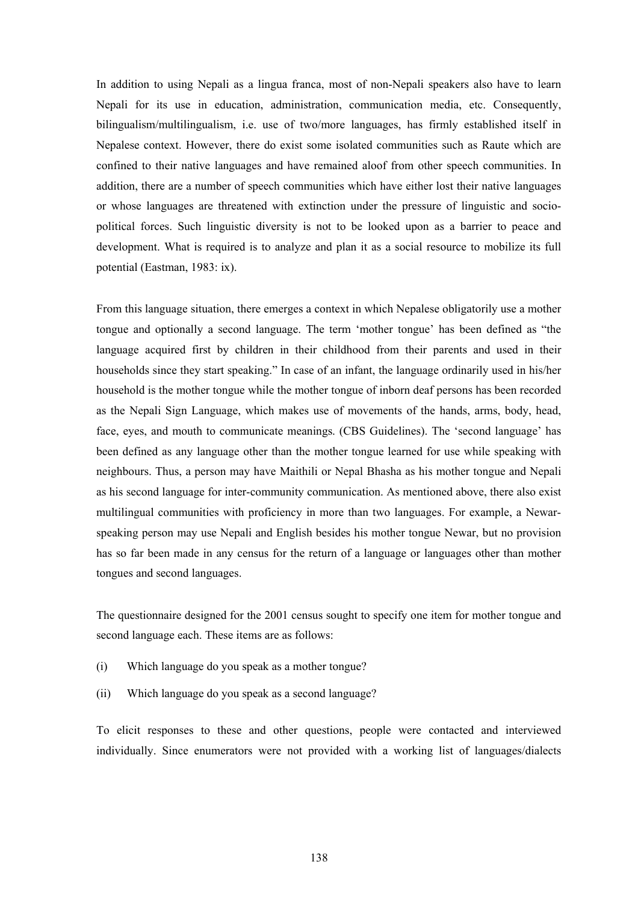In addition to using Nepali as a lingua franca, most of non-Nepali speakers also have to learn Nepali for its use in education, administration, communication media, etc. Consequently, bilingualism/multilingualism, i.e. use of two/more languages, has firmly established itself in Nepalese context. However, there do exist some isolated communities such as Raute which are confined to their native languages and have remained aloof from other speech communities. In addition, there are a number of speech communities which have either lost their native languages or whose languages are threatened with extinction under the pressure of linguistic and socio-political forces. Such linguistic diversity is not to be looked upon as a barrier to peace and development. What is required is to analyze and plan it as a social resource to mobilize its full potential (Eastman, 1983: ix).

From this language situation, there emerges a context in which Nepalese obligatorily use a mother tongue and optionally a second language. The term 'mother tongue' has been defined as "the language acquired first by children in their childhood from their parents and used in their households since they start speaking." In case of an infant, the language ordinarily used in his/her household is the mother tongue while the mother tongue of inborn deaf persons has been recorded as the Nepali Sign Language, which makes use of movements of the hands, arms, body, head, face, eyes, and mouth to communicate meanings. (CBS Guidelines). The 'second language' has been defined as any language other than the mother tongue learned for use while speaking with neighbours. Thus, a person may have Maithili or Nepal Bhasha as his mother tongue and Nepali as his second language for inter-community communication. As mentioned above, there also exist multilingual communities with proficiency in more than two languages. For example, a Newar-speaking person may use Nepali and English besides his mother tongue Newar, but no provision has so far been made in any census for the return of a language or languages other than mother tongues and second languages.

The questionnaire designed for the 2001 census sought to specify one item for mother tongue and second language each. These items are as follows:

(i) Which language do you speak as a mother tongue?

(ii) Which language do you speak as a second language?

To elicit responses to these and other questions, people were contacted and interviewed individually. Since enumerators were not provided with a working list of languages/dialects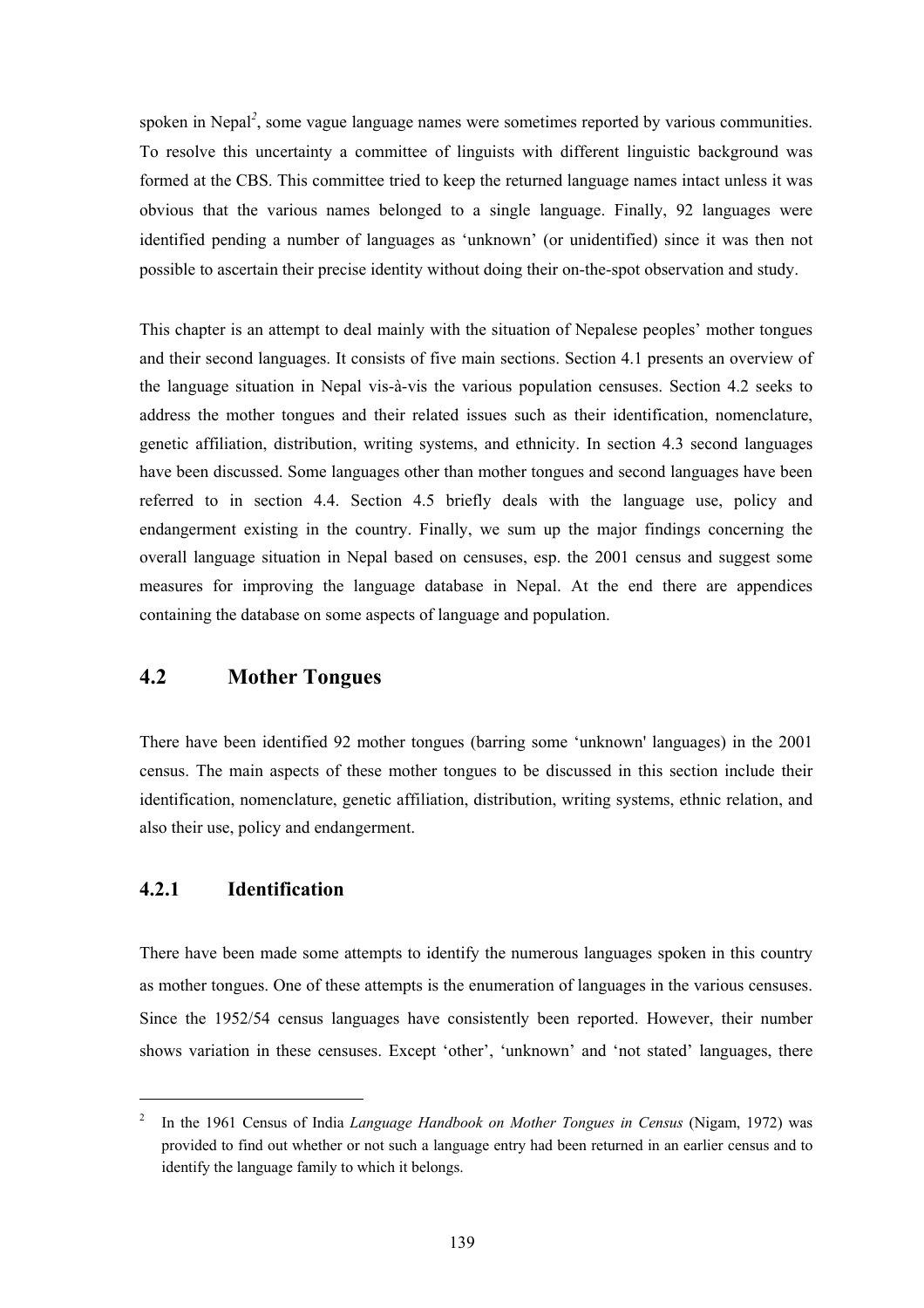spoken in Nepal[2], some vague language names were sometimes reported by various communities. To resolve this uncertainty a committee of linguists with different linguistic background was formed at the CBS. This committee tried to keep the returned language names intact unless it was obvious that the various names belonged to a single language. Finally, 92 languages were identified pending a number of languages as 'unknown' (or unidentified) since it was then not possible to ascertain their precise identity without doing their on-the-spot observation and study.

This chapter is an attempt to deal mainly with the situation of Nepalese peoples' mother tongues and their second languages. It consists of five main sections. Section 4.1 presents an overview of the language situation in Nepal vis-à-vis the various population censuses. Section 4.2 seeks to address the mother tongues and their related issues such as their identification, nomenclature, genetic affiliation, distribution, writing systems, and ethnicity. In section 4.3 second languages have been discussed. Some languages other than mother tongues and second languages have been referred to in section 4.4. Section 4.5 briefly deals with the language use, policy and endangerment existing in the country. Finally, we sum up the major findings concerning the overall language situation in Nepal based on censuses, esp. the 2001 census and suggest some measures for improving the language database in Nepal. At the end there are appendices containing the database on some aspects of language and population.

## 4.2 Mother Tongues

There have been identified 92 mother tongues (barring some 'unknown' languages) in the 2001 census. The main aspects of these mother tongues to be discussed in this section include their identification, nomenclature, genetic affiliation, distribution, writing systems, ethnic relation, and also their use, policy and endangerment.

### 4.2.1 Identification

There have been made some attempts to identify the numerous languages spoken in this country as mother tongues. One of these attempts is the enumeration of languages in the various censuses. Since the 1952/54 census languages have consistently been reported. However, their number shows variation in these censuses. Except 'other', 'unknown' and 'not stated' languages, there

---

[2] In the 1961 Census of India *Language Handbook on Mother Tongues in Census* (Nigam, 1972) was provided to find out whether or not such a language entry had been returned in an earlier census and to identify the language family to which it belongs.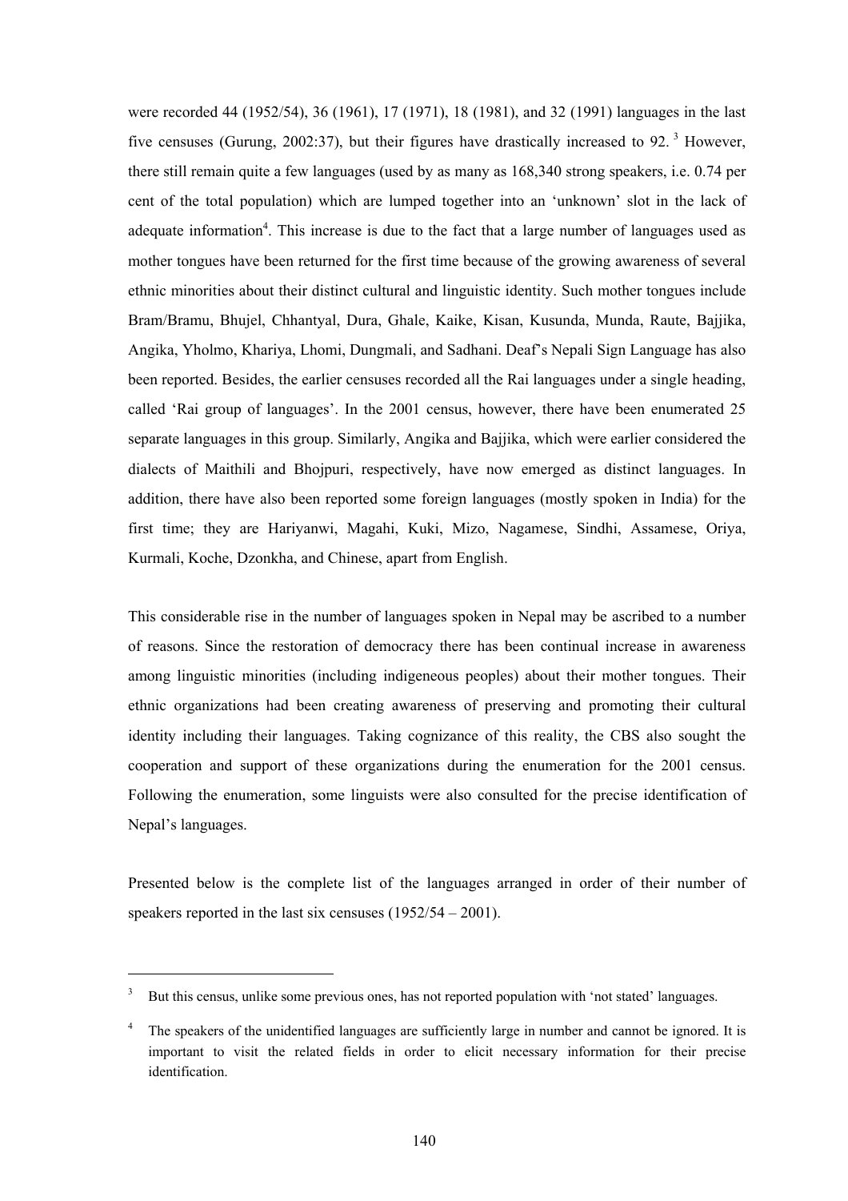were recorded 44 (1952/54), 36 (1961), 17 (1971), 18 (1981), and 32 (1991) languages in the last five censuses (Gurung, 2002:37), but their figures have drastically increased to 92.[3] However, there still remain quite a few languages (used by as many as 168,340 strong speakers, i.e. 0.74 per cent of the total population) which are lumped together into an 'unknown' slot in the lack of adequate information[4]. This increase is due to the fact that a large number of languages used as mother tongues have been returned for the first time because of the growing awareness of several ethnic minorities about their distinct cultural and linguistic identity. Such mother tongues include Bram/Bramu, Bhujel, Chhantyal, Dura, Ghale, Kaike, Kisan, Kusunda, Munda, Raute, Bajjika, Angika, Yholmo, Khariya, Lhomi, Dungmali, and Sadhani. Deaf's Nepali Sign Language has also been reported. Besides, the earlier censuses recorded all the Rai languages under a single heading, called 'Rai group of languages'. In the 2001 census, however, there have been enumerated 25 separate languages in this group. Similarly, Angika and Bajjika, which were earlier considered the dialects of Maithili and Bhojpuri, respectively, have now emerged as distinct languages. In addition, there have also been reported some foreign languages (mostly spoken in India) for the first time; they are Hariyanwi, Magahi, Kuki, Mizo, Nagamese, Sindhi, Assamese, Oriya, Kurmali, Koche, Dzonkha, and Chinese, apart from English.

This considerable rise in the number of languages spoken in Nepal may be ascribed to a number of reasons. Since the restoration of democracy there has been continual increase in awareness among linguistic minorities (including indigeneous peoples) about their mother tongues. Their ethnic organizations had been creating awareness of preserving and promoting their cultural identity including their languages. Taking cognizance of this reality, the CBS also sought the cooperation and support of these organizations during the enumeration for the 2001 census. Following the enumeration, some linguists were also consulted for the precise identification of Nepal's languages.

Presented below is the complete list of the languages arranged in order of their number of speakers reported in the last six censuses (1952/54 – 2001).

---

[3] But this census, unlike some previous ones, has not reported population with 'not stated' languages.

[4] The speakers of the unidentified languages are sufficiently large in number and cannot be ignored. It is important to visit the related fields in order to elicit necessary information for their precise identification.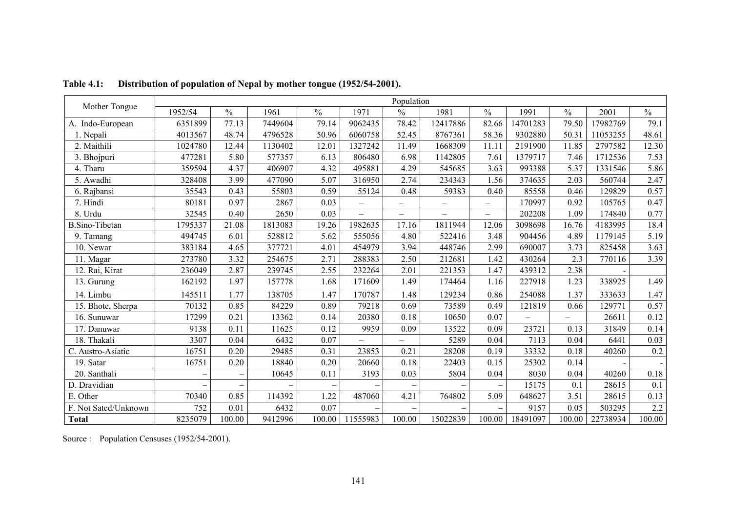**Table 4.1: Distribution of population of Nepal by mother tongue (1952/54-2001).**

| Mother Tongue | Population | | | | | | | | | | | |
|---|---|---|---|---|---|---|---|---|---|---|---|---|
| | 1952/54 | % | 1961 | % | 1971 | % | 1981 | % | 1991 | % | 2001 | % |
| A. Indo-European | 6351899 | 77.13 | 7449604 | 79.14 | 9062435 | 78.42 | 12417886 | 82.66 | 14701283 | 79.50 | 17982769 | 79.1 |
| 1. Nepali | 4013567 | 48.74 | 4796528 | 50.96 | 6060758 | 52.45 | 8767361 | 58.36 | 9302880 | 50.31 | 11053255 | 48.61 |
| 2. Maithili | 1024780 | 12.44 | 1130402 | 12.01 | 1327242 | 11.49 | 1668309 | 11.11 | 2191900 | 11.85 | 2797582 | 12.30 |
| 3. Bhojpuri | 477281 | 5.80 | 577357 | 6.13 | 806480 | 6.98 | 1142805 | 7.61 | 1379717 | 7.46 | 1712536 | 7.53 |
| 4. Tharu | 359594 | 4.37 | 406907 | 4.32 | 495881 | 4.29 | 545685 | 3.63 | 993388 | 5.37 | 1331546 | 5.86 |
| 5. Awadhi | 328408 | 3.99 | 477090 | 5.07 | 316950 | 2.74 | 234343 | 1.56 | 374635 | 2.03 | 560744 | 2.47 |
| 6. Rajbansi | 35543 | 0.43 | 55803 | 0.59 | 55124 | 0.48 | 59383 | 0.40 | 85558 | 0.46 | 129829 | 0.57 |
| 7. Hindi | 80181 | 0.97 | 2867 | 0.03 | – | – | – | – | 170997 | 0.92 | 105765 | 0.47 |
| 8. Urdu | 32545 | 0.40 | 2650 | 0.03 | – | – | – | – | 202208 | 1.09 | 174840 | 0.77 |
| B.Sino-Tibetan | 1795337 | 21.08 | 1813083 | 19.26 | 1982635 | 17.16 | 1811944 | 12.06 | 3098698 | 16.76 | 4183995 | 18.4 |
| 9. Tamang | 494745 | 6.01 | 528812 | 5.62 | 555056 | 4.80 | 522416 | 3.48 | 904456 | 4.89 | 1179145 | 5.19 |
| 10. Newar | 383184 | 4.65 | 377721 | 4.01 | 454979 | 3.94 | 448746 | 2.99 | 690007 | 3.73 | 825458 | 3.63 |
| 11. Magar | 273780 | 3.32 | 254675 | 2.71 | 288383 | 2.50 | 212681 | 1.42 | 430264 | 2.3 | 770116 | 3.39 |
| 12. Rai, Kirat | 236049 | 2.87 | 239745 | 2.55 | 232264 | 2.01 | 221353 | 1.47 | 439312 | 2.38 | - | |
| 13. Gurung | 162192 | 1.97 | 157778 | 1.68 | 171609 | 1.49 | 174464 | 1.16 | 227918 | 1.23 | 338925 | 1.49 |
| 14. Limbu | 145511 | 1.77 | 138705 | 1.47 | 170787 | 1.48 | 129234 | 0.86 | 254088 | 1.37 | 333633 | 1.47 |
| 15. Bhote, Sherpa | 70132 | 0.85 | 84229 | 0.89 | 79218 | 0.69 | 73589 | 0.49 | 121819 | 0.66 | 129771 | 0.57 |
| 16. Sunuwar | 17299 | 0.21 | 13362 | 0.14 | 20380 | 0.18 | 10650 | 0.07 | – | – | 26611 | 0.12 |
| 17. Danuwar | 9138 | 0.11 | 11625 | 0.12 | 9959 | 0.09 | 13522 | 0.09 | 23721 | 0.13 | 31849 | 0.14 |
| 18. Thakali | 3307 | 0.04 | 6432 | 0.07 | – | – | 5289 | 0.04 | 7113 | 0.04 | 6441 | 0.03 |
| C. Austro-Asiatic | 16751 | 0.20 | 29485 | 0.31 | 23853 | 0.21 | 28208 | 0.19 | 33332 | 0.18 | 40260 | 0.2 |
| 19. Satar | 16751 | 0.20 | 18840 | 0.20 | 20660 | 0.18 | 22403 | 0.15 | 25302 | 0.14 | - | - |
| 20. Santhali | – | – | 10645 | 0.11 | 3193 | 0.03 | 5804 | 0.04 | 8030 | 0.04 | 40260 | 0.18 |
| D. Dravidian | – | – | – | – | – | – | – | – | 15175 | 0.1 | 28615 | 0.1 |
| E. Other | 70340 | 0.85 | 114392 | 1.22 | 487060 | 4.21 | 764802 | 5.09 | 648627 | 3.51 | 28615 | 0.13 |
| F. Not Sated/Unknown | 752 | 0.01 | 6432 | 0.07 | – | – | – | – | 9157 | 0.05 | 503295 | 2.2 |
| **Total** | 8235079 | 100.00 | 9412996 | 100.00 | 11555983 | 100.00 | 15022839 | 100.00 | 18491097 | 100.00 | 22738934 | 100.00 |

Source : Population Censuses (1952/54-2001).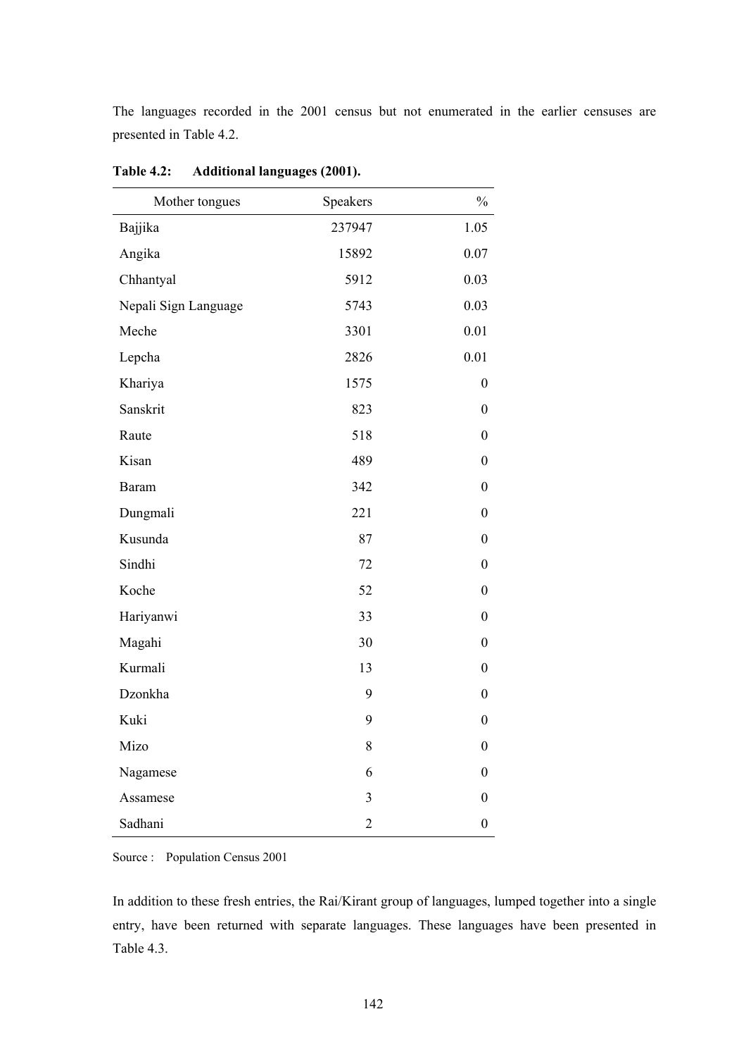The languages recorded in the 2001 census but not enumerated in the earlier censuses are presented in Table 4.2.

**Table 4.2: Additional languages (2001).**

| Mother tongues | Speakers | % |
|---|---|---|
| Bajjika | 237947 | 1.05 |
| Angika | 15892 | 0.07 |
| Chhantyal | 5912 | 0.03 |
| Nepali Sign Language | 5743 | 0.03 |
| Meche | 3301 | 0.01 |
| Lepcha | 2826 | 0.01 |
| Khariya | 1575 | 0 |
| Sanskrit | 823 | 0 |
| Raute | 518 | 0 |
| Kisan | 489 | 0 |
| Baram | 342 | 0 |
| Dungmali | 221 | 0 |
| Kusunda | 87 | 0 |
| Sindhi | 72 | 0 |
| Koche | 52 | 0 |
| Hariyanwi | 33 | 0 |
| Magahi | 30 | 0 |
| Kurmali | 13 | 0 |
| Dzonkha | 9 | 0 |
| Kuki | 9 | 0 |
| Mizo | 8 | 0 |
| Nagamese | 6 | 0 |
| Assamese | 3 | 0 |
| Sadhani | 2 | 0 |

Source : Population Census 2001

In addition to these fresh entries, the Rai/Kirant group of languages, lumped together into a single entry, have been returned with separate languages. These languages have been presented in Table 4.3.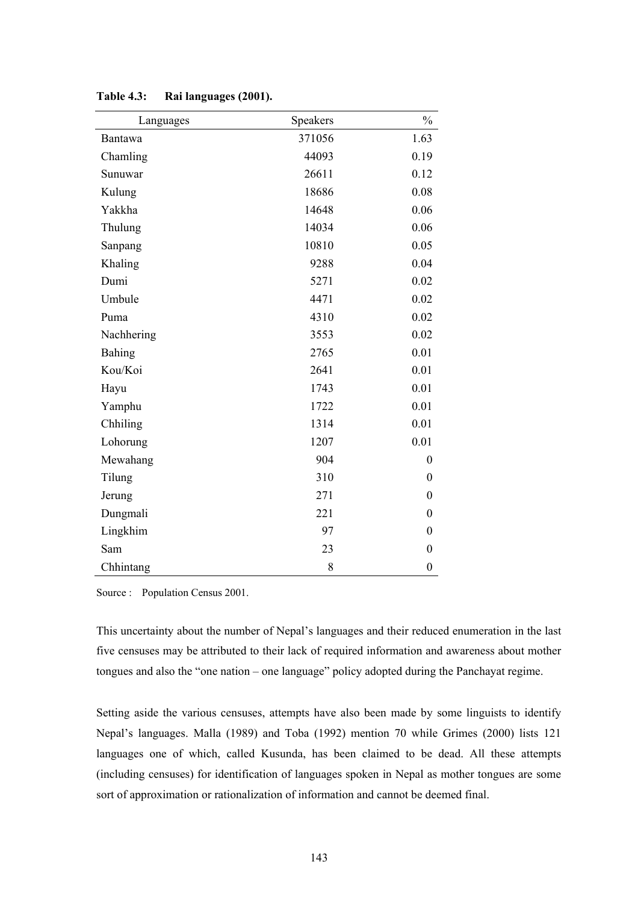**Table 4.3: Rai languages (2001).**

| Languages | Speakers | % |
|---|---|---|
| Bantawa | 371056 | 1.63 |
| Chamling | 44093 | 0.19 |
| Sunuwar | 26611 | 0.12 |
| Kulung | 18686 | 0.08 |
| Yakkha | 14648 | 0.06 |
| Thulung | 14034 | 0.06 |
| Sanpang | 10810 | 0.05 |
| Khaling | 9288 | 0.04 |
| Dumi | 5271 | 0.02 |
| Umbule | 4471 | 0.02 |
| Puma | 4310 | 0.02 |
| Nachhering | 3553 | 0.02 |
| Bahing | 2765 | 0.01 |
| Kou/Koi | 2641 | 0.01 |
| Hayu | 1743 | 0.01 |
| Yamphu | 1722 | 0.01 |
| Chhiling | 1314 | 0.01 |
| Lohorung | 1207 | 0.01 |
| Mewahang | 904 | 0 |
| Tilung | 310 | 0 |
| Jerung | 271 | 0 |
| Dungmali | 221 | 0 |
| Lingkhim | 97 | 0 |
| Sam | 23 | 0 |
| Chhintang | 8 | 0 |

Source : Population Census 2001.

This uncertainty about the number of Nepal's languages and their reduced enumeration in the last five censuses may be attributed to their lack of required information and awareness about mother tongues and also the "one nation – one language" policy adopted during the Panchayat regime.

Setting aside the various censuses, attempts have also been made by some linguists to identify Nepal's languages. Malla (1989) and Toba (1992) mention 70 while Grimes (2000) lists 121 languages one of which, called Kusunda, has been claimed to be dead. All these attempts (including censuses) for identification of languages spoken in Nepal as mother tongues are some sort of approximation or rationalization of information and cannot be deemed final.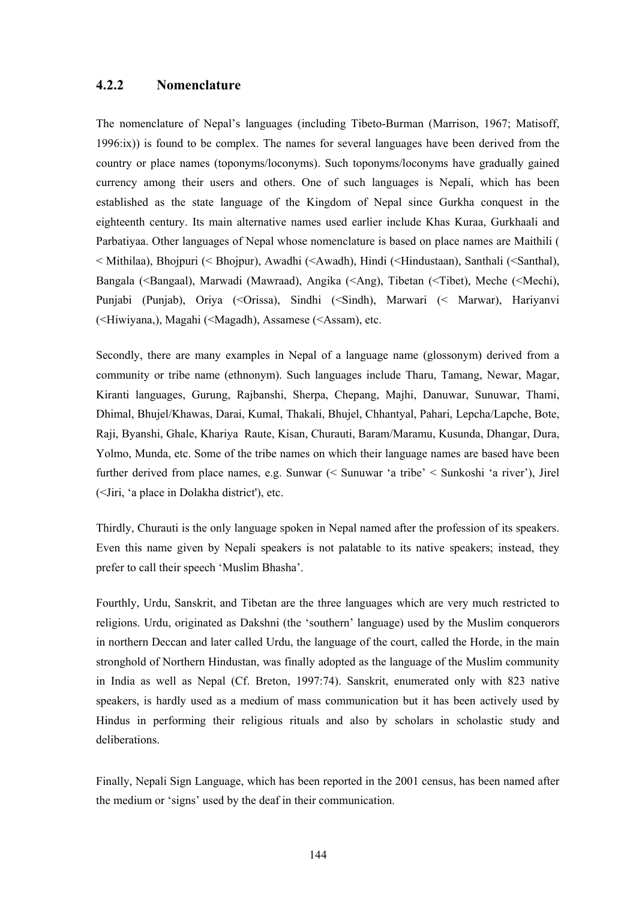### 4.2.2 Nomenclature

The nomenclature of Nepal's languages (including Tibeto-Burman (Marrison, 1967; Matisoff, 1996:ix)) is found to be complex. The names for several languages have been derived from the country or place names (toponyms/loconyms). Such toponyms/loconyms have gradually gained currency among their users and others. One of such languages is Nepali, which has been established as the state language of the Kingdom of Nepal since Gurkha conquest in the eighteenth century. Its main alternative names used earlier include Khas Kuraa, Gurkhaali and Parbatiyaa. Other languages of Nepal whose nomenclature is based on place names are Maithili ( < Mithilaa), Bhojpuri (< Bhojpur), Awadhi (<Awadh), Hindi (<Hindustaan), Santhali (<Santhal), Bangala (<Bangaal), Marwadi (Mawraad), Angika (<Ang), Tibetan (<Tibet), Meche (<Mechi), Punjabi (Punjab), Oriya (<Orissa), Sindhi (<Sindh), Marwari (< Marwar), Hariyanvi (<Hiwiyana,), Magahi (<Magadh), Assamese (<Assam), etc.

Secondly, there are many examples in Nepal of a language name (glossonym) derived from a community or tribe name (ethnonym). Such languages include Tharu, Tamang, Newar, Magar, Kiranti languages, Gurung, Rajbanshi, Sherpa, Chepang, Majhi, Danuwar, Sunuwar, Thami, Dhimal, Bhujel/Khawas, Darai, Kumal, Thakali, Bhujel, Chhantyal, Pahari, Lepcha/Lapche, Bote, Raji, Byanshi, Ghale, Khariya Raute, Kisan, Churauti, Baram/Maramu, Kusunda, Dhangar, Dura, Yolmo, Munda, etc. Some of the tribe names on which their language names are based have been further derived from place names, e.g. Sunwar (< Sunuwar 'a tribe' < Sunkoshi 'a river'), Jirel (<Jiri, 'a place in Dolakha district'), etc.

Thirdly, Churauti is the only language spoken in Nepal named after the profession of its speakers. Even this name given by Nepali speakers is not palatable to its native speakers; instead, they prefer to call their speech 'Muslim Bhasha'.

Fourthly, Urdu, Sanskrit, and Tibetan are the three languages which are very much restricted to religions. Urdu, originated as Dakshni (the 'southern' language) used by the Muslim conquerors in northern Deccan and later called Urdu, the language of the court, called the Horde, in the main stronghold of Northern Hindustan, was finally adopted as the language of the Muslim community in India as well as Nepal (Cf. Breton, 1997:74). Sanskrit, enumerated only with 823 native speakers, is hardly used as a medium of mass communication but it has been actively used by Hindus in performing their religious rituals and also by scholars in scholastic study and deliberations.

Finally, Nepali Sign Language, which has been reported in the 2001 census, has been named after the medium or 'signs' used by the deaf in their communication.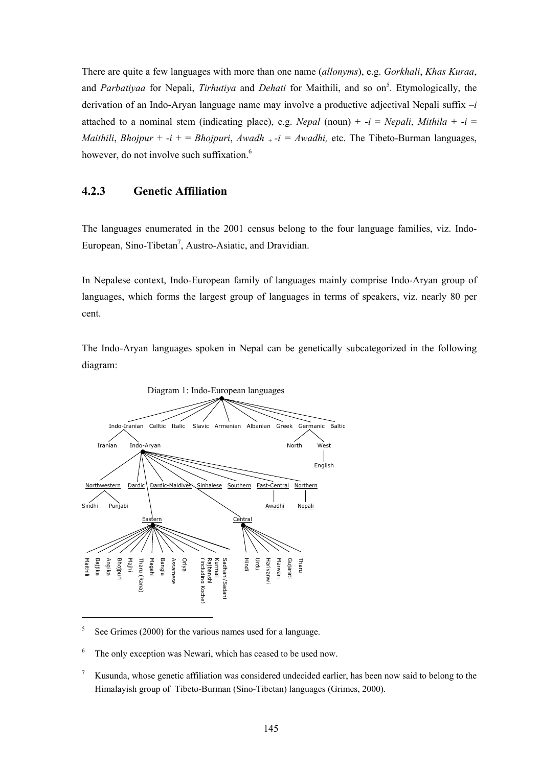There are quite a few languages with more than one name (*allonyms*), e.g. *Gorkhali*, *Khas Kuraa*, and *Parbatiyaa* for Nepali, *Tirhutiya* and *Dehati* for Maithili, and so on[5]. Etymologically, the derivation of an Indo-Aryan language name may involve a productive adjectival Nepali suffix –*i* attached to a nominal stem (indicating place), e.g. *Nepal* (noun) + -*i* = *Nepali*, *Mithila* + -*i* = *Maithili*, *Bhojpur* + -*i* + = *Bhojpuri*, *Awadh* + -*i* = *Awadhi,* etc. The Tibeto-Burman languages, however, do not involve such suffixation.[6]

### 4.2.3 Genetic Affiliation

The languages enumerated in the 2001 census belong to the four language families, viz. Indo-European, Sino-Tibetan[7], Austro-Asiatic, and Dravidian.

In Nepalese context, Indo-European family of languages mainly comprise Indo-Aryan group of languages, which forms the largest group of languages in terms of speakers, viz. nearly 80 per cent.

The Indo-Aryan languages spoken in Nepal can be genetically subcategorized in the following diagram:

Diagram 1: Indo-European languages

- Indo-Iranian
  - Iranian
  - Indo-Aryan
    - Northwestern
      - Sindhi
      - Punjabi
    - Dardic
    - Dardic-Maldives
    - Sinhalese
    - Southern
    - East-Central
      - Awadhi
    - Northern
      - Nepali
    - Eastern
      - Maithili
      - Bajjika
      - Angika
      - Bhojpuri
      - Majhi
      - Tharu (Rana)
      - Magahi
      - Bangla
      - Assamese
      - Oriya
      - Kurmali
      - Rajbanshi (including Koche)
      - Sadhani/Sadani
    - Central
      - Hindi
      - Urdu
      - Hariyanwi
      - Marwari
      - Gujarati
      - Tharu
- Celltic
- Italic
- Slavic
- Armenian
- Albanian
- Greek
- Germanic
  - North
  - West
    - English
- Baltic

---

[5] See Grimes (2000) for the various names used for a language.

[6] The only exception was Newari, which has ceased to be used now.

[7] Kusunda, whose genetic affiliation was considered undecided earlier, has been now said to belong to the Himalayish group of Tibeto-Burman (Sino-Tibetan) languages (Grimes, 2000).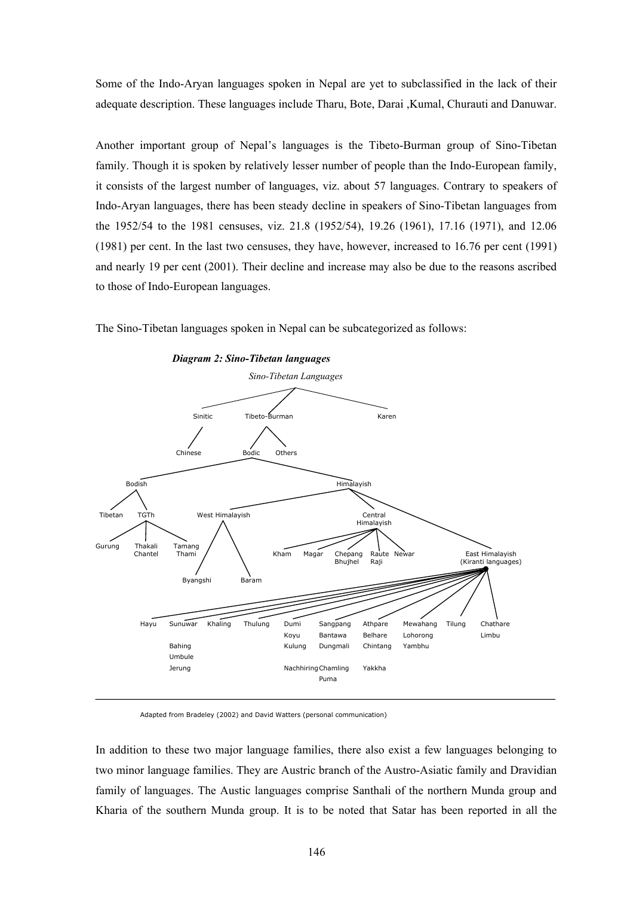Some of the Indo-Aryan languages spoken in Nepal are yet to subclassified in the lack of their adequate description. These languages include Tharu, Bote, Darai ,Kumal, Churauti and Danuwar.

Another important group of Nepal's languages is the Tibeto-Burman group of Sino-Tibetan family. Though it is spoken by relatively lesser number of people than the Indo-European family, it consists of the largest number of languages, viz. about 57 languages. Contrary to speakers of Indo-Aryan languages, there has been steady decline in speakers of Sino-Tibetan languages from the 1952/54 to the 1981 censuses, viz. 21.8 (1952/54), 19.26 (1961), 17.16 (1971), and 12.06 (1981) per cent. In the last two censuses, they have, however, increased to 16.76 per cent (1991) and nearly 19 per cent (2001). Their decline and increase may also be due to the reasons ascribed to those of Indo-European languages.

The Sino-Tibetan languages spoken in Nepal can be subcategorized as follows:

***Diagram 2: Sino-Tibetan languages***

*Sino-Tibetan Languages*

- Sinitic
  - Chinese
- Tibeto-Burman
  - Bodic
    - Bodish
      - Tibetan
      - TGTh
        - Gurung
        - Thakali, Chantel
        - Tamang, Thami
    - Himalayish
      - West Himalayish
        - Byangshi
        - Baram
      - Central Himalayish
        - Kham
        - Magar
        - Chepang, Bhujhel
        - Raute, Raji
        - Newar
      - East Himalayish (Kiranti languages)
        - Hayu
        - Sunuwar, Bahing, Umbule, Jerung
        - Khaling
        - Thulung
        - Dumi, Koyu, Kulung, Nachhiring
        - Sangpang, Bantawa, Dungmali, Chamling, Puma
        - Athpare, Belhare, Chintang, Yakkha
        - Mewahang, Lohorong, Yambhu
        - Tilung
        - Chathare, Limbu
  - Others
- Karen

Adapted from Bradeley (2002) and David Watters (personal communication)

In addition to these two major language families, there also exist a few languages belonging to two minor language families. They are Austric branch of the Austro-Asiatic family and Dravidian family of languages. The Austic languages comprise Santhali of the northern Munda group and Kharia of the southern Munda group. It is to be noted that Satar has been reported in all the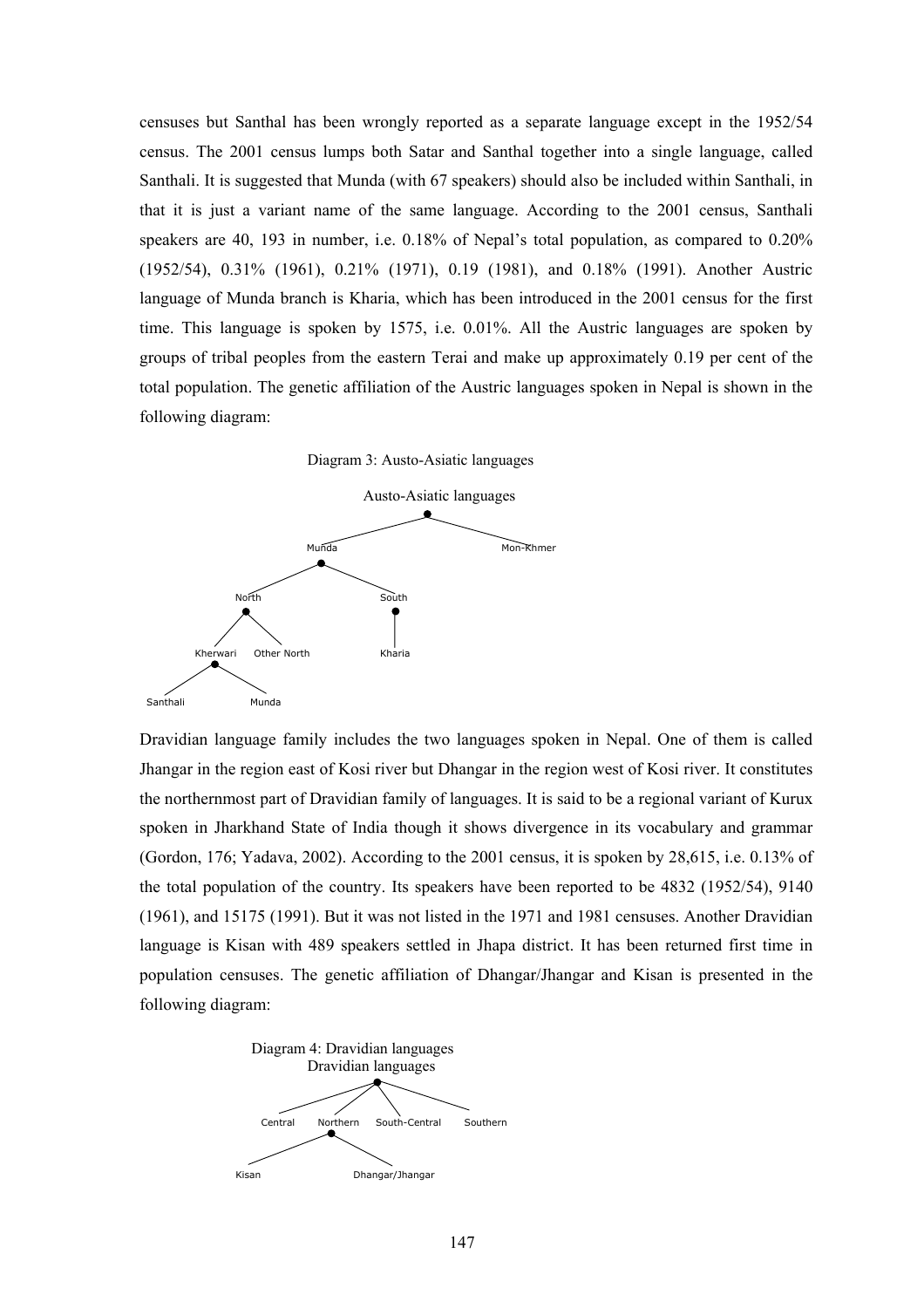censuses but Santhal has been wrongly reported as a separate language except in the 1952/54 census. The 2001 census lumps both Satar and Santhal together into a single language, called Santhali. It is suggested that Munda (with 67 speakers) should also be included within Santhali, in that it is just a variant name of the same language. According to the 2001 census, Santhali speakers are 40, 193 in number, i.e. 0.18% of Nepal's total population, as compared to 0.20% (1952/54), 0.31% (1961), 0.21% (1971), 0.19 (1981), and 0.18% (1991). Another Austric language of Munda branch is Kharia, which has been introduced in the 2001 census for the first time. This language is spoken by 1575, i.e. 0.01%. All the Austric languages are spoken by groups of tribal peoples from the eastern Terai and make up approximately 0.19 per cent of the total population. The genetic affiliation of the Austric languages spoken in Nepal is shown in the following diagram:

Diagram 3: Austo-Asiatic languages

- Austo-Asiatic languages
  - Munda
    - North
      - Kherwari
        - Santhali
        - Munda
      - Other North
    - South
      - Kharia
  - Mon-Khmer

Dravidian language family includes the two languages spoken in Nepal. One of them is called Jhangar in the region east of Kosi river but Dhangar in the region west of Kosi river. It constitutes the northernmost part of Dravidian family of languages. It is said to be a regional variant of Kurux spoken in Jharkhand State of India though it shows divergence in its vocabulary and grammar (Gordon, 176; Yadava, 2002). According to the 2001 census, it is spoken by 28,615, i.e. 0.13% of the total population of the country. Its speakers have been reported to be 4832 (1952/54), 9140 (1961), and 15175 (1991). But it was not listed in the 1971 and 1981 censuses. Another Dravidian language is Kisan with 489 speakers settled in Jhapa district. It has been returned first time in population censuses. The genetic affiliation of Dhangar/Jhangar and Kisan is presented in the following diagram:

Diagram 4: Dravidian languages

- Dravidian languages
  - Central
  - Northern
    - Kisan
    - Dhangar/Jhangar
  - South-Central
  - Southern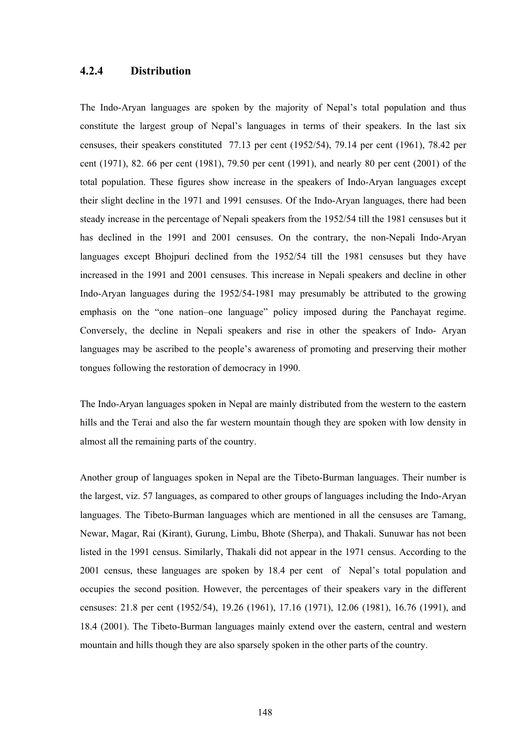### 4.2.4 Distribution

The Indo-Aryan languages are spoken by the majority of Nepal's total population and thus constitute the largest group of Nepal's languages in terms of their speakers. In the last six censuses, their speakers constituted 77.13 per cent (1952/54), 79.14 per cent (1961), 78.42 per cent (1971), 82. 66 per cent (1981), 79.50 per cent (1991), and nearly 80 per cent (2001) of the total population. These figures show increase in the speakers of Indo-Aryan languages except their slight decline in the 1971 and 1991 censuses. Of the Indo-Aryan languages, there had been steady increase in the percentage of Nepali speakers from the 1952/54 till the 1981 censuses but it has declined in the 1991 and 2001 censuses. On the contrary, the non-Nepali Indo-Aryan languages except Bhojpuri declined from the 1952/54 till the 1981 censuses but they have increased in the 1991 and 2001 censuses. This increase in Nepali speakers and decline in other Indo-Aryan languages during the 1952/54-1981 may presumably be attributed to the growing emphasis on the "one nation–one language" policy imposed during the Panchayat regime. Conversely, the decline in Nepali speakers and rise in other the speakers of Indo- Aryan languages may be ascribed to the people's awareness of promoting and preserving their mother tongues following the restoration of democracy in 1990.

The Indo-Aryan languages spoken in Nepal are mainly distributed from the western to the eastern hills and the Terai and also the far western mountain though they are spoken with low density in almost all the remaining parts of the country.

Another group of languages spoken in Nepal are the Tibeto-Burman languages. Their number is the largest, viz. 57 languages, as compared to other groups of languages including the Indo-Aryan languages. The Tibeto-Burman languages which are mentioned in all the censuses are Tamang, Newar, Magar, Rai (Kirant), Gurung, Limbu, Bhote (Sherpa), and Thakali. Sunuwar has not been listed in the 1991 census. Similarly, Thakali did not appear in the 1971 census. According to the 2001 census, these languages are spoken by 18.4 per cent of Nepal's total population and occupies the second position. However, the percentages of their speakers vary in the different censuses: 21.8 per cent (1952/54), 19.26 (1961), 17.16 (1971), 12.06 (1981), 16.76 (1991), and 18.4 (2001). The Tibeto-Burman languages mainly extend over the eastern, central and western mountain and hills though they are also sparsely spoken in the other parts of the country.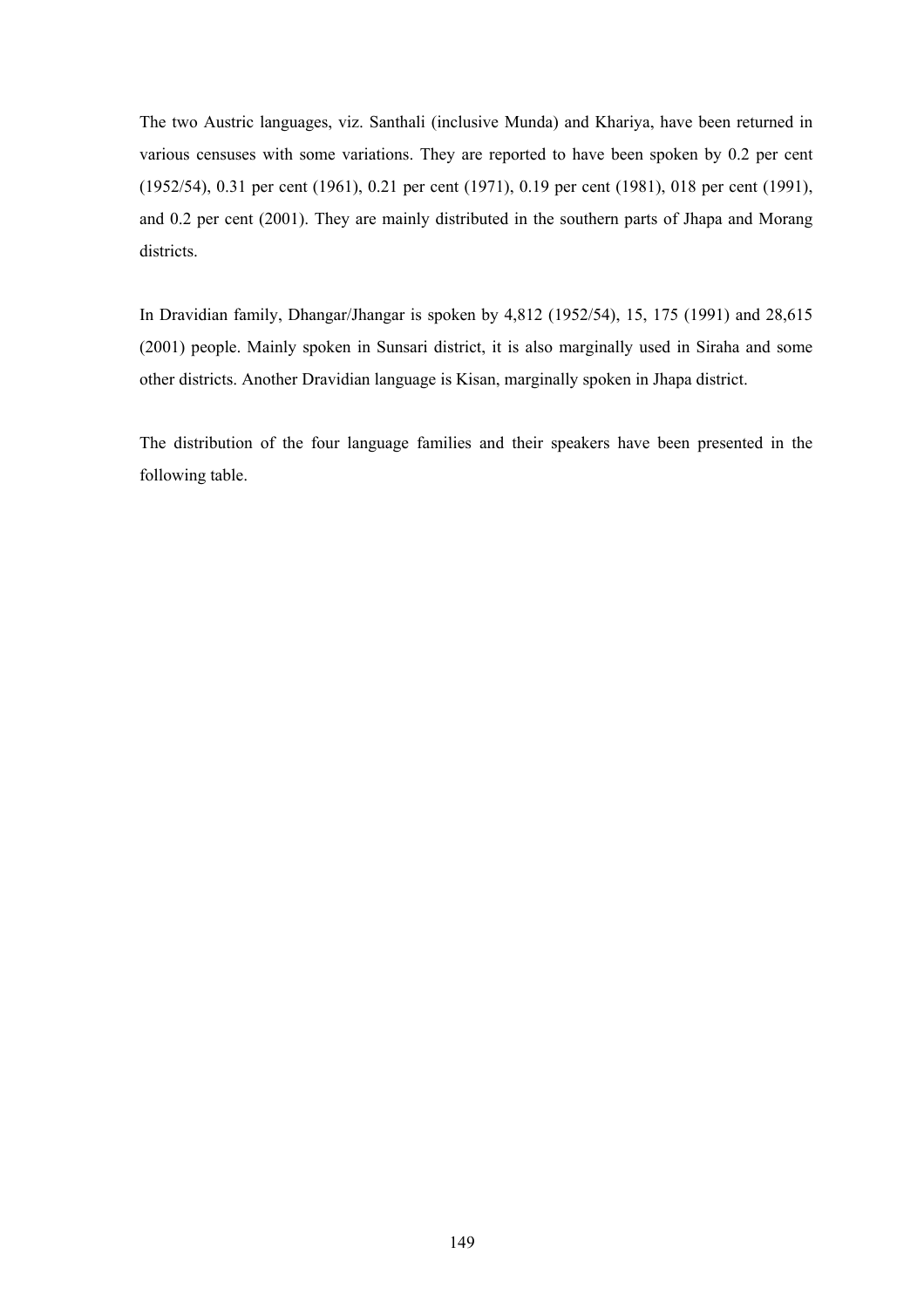The two Austric languages, viz. Santhali (inclusive Munda) and Khariya, have been returned in various censuses with some variations. They are reported to have been spoken by 0.2 per cent (1952/54), 0.31 per cent (1961), 0.21 per cent (1971), 0.19 per cent (1981), 018 per cent (1991), and 0.2 per cent (2001). They are mainly distributed in the southern parts of Jhapa and Morang districts.

In Dravidian family, Dhangar/Jhangar is spoken by 4,812 (1952/54), 15, 175 (1991) and 28,615 (2001) people. Mainly spoken in Sunsari district, it is also marginally used in Siraha and some other districts. Another Dravidian language is Kisan, marginally spoken in Jhapa district.

The distribution of the four language families and their speakers have been presented in the following table.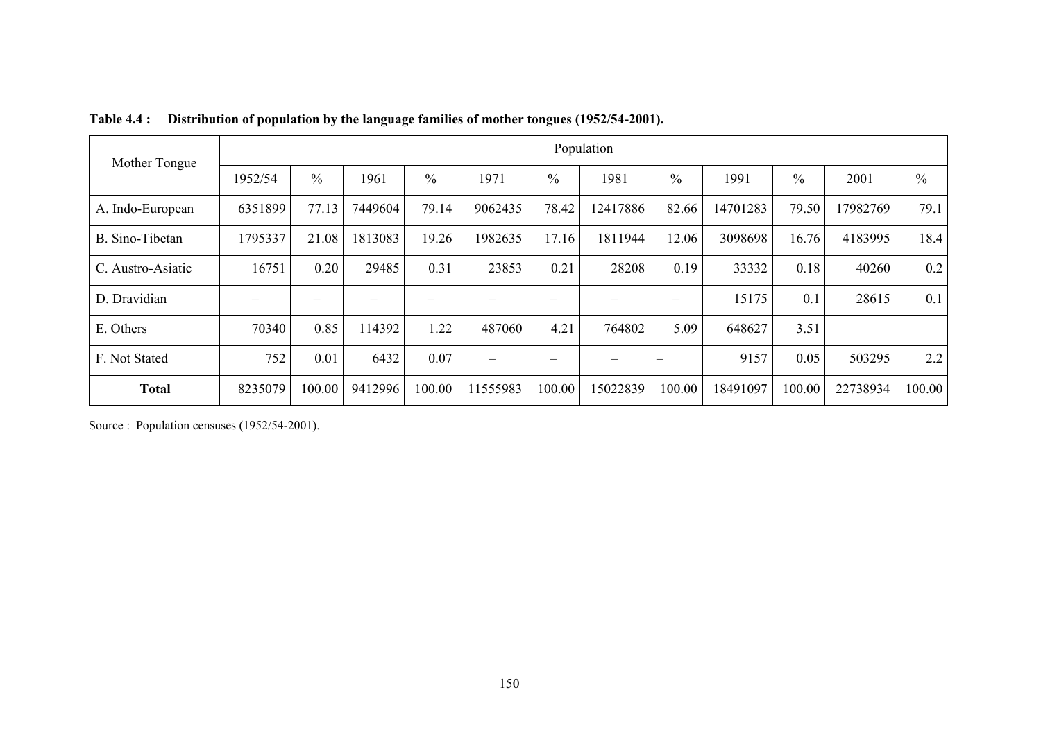**Table 4.4 : Distribution of population by the language families of mother tongues (1952/54-2001).**

| Mother Tongue | Population | | | | | | | | | | | |
|---|---|---|---|---|---|---|---|---|---|---|---|---|
| | 1952/54 | % | 1961 | % | 1971 | % | 1981 | % | 1991 | % | 2001 | % |
| A. Indo-European | 6351899 | 77.13 | 7449604 | 79.14 | 9062435 | 78.42 | 12417886 | 82.66 | 14701283 | 79.50 | 17982769 | 79.1 |
| B. Sino-Tibetan | 1795337 | 21.08 | 1813083 | 19.26 | 1982635 | 17.16 | 1811944 | 12.06 | 3098698 | 16.76 | 4183995 | 18.4 |
| C. Austro-Asiatic | 16751 | 0.20 | 29485 | 0.31 | 23853 | 0.21 | 28208 | 0.19 | 33332 | 0.18 | 40260 | 0.2 |
| D. Dravidian | – | – | – | – | – | – | – | – | 15175 | 0.1 | 28615 | 0.1 |
| E. Others | 70340 | 0.85 | 114392 | 1.22 | 487060 | 4.21 | 764802 | 5.09 | 648627 | 3.51 | | |
| F. Not Stated | 752 | 0.01 | 6432 | 0.07 | – | – | – | – | 9157 | 0.05 | 503295 | 2.2 |
| **Total** | 8235079 | 100.00 | 9412996 | 100.00 | 11555983 | 100.00 | 15022839 | 100.00 | 18491097 | 100.00 | 22738934 | 100.00 |

Source : Population censuses (1952/54-2001).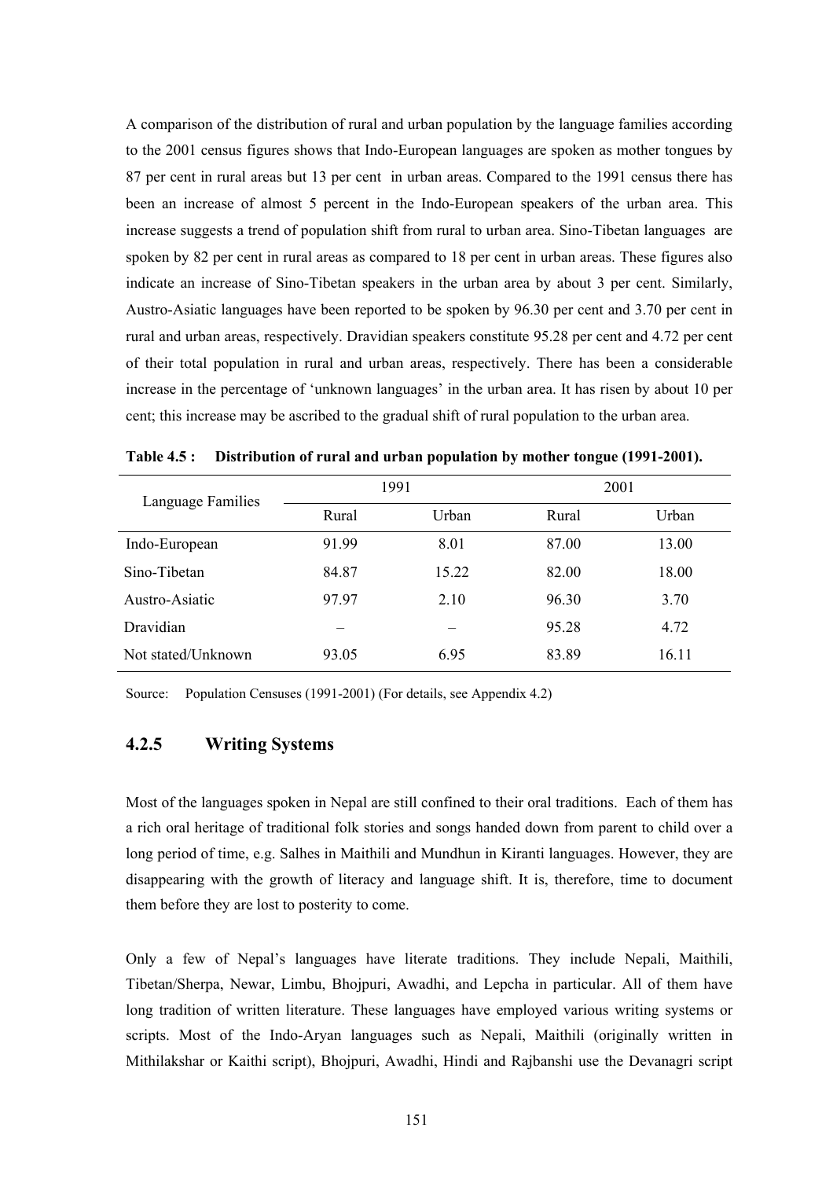A comparison of the distribution of rural and urban population by the language families according to the 2001 census figures shows that Indo-European languages are spoken as mother tongues by 87 per cent in rural areas but 13 per cent in urban areas. Compared to the 1991 census there has been an increase of almost 5 percent in the Indo-European speakers of the urban area. This increase suggests a trend of population shift from rural to urban area. Sino-Tibetan languages are spoken by 82 per cent in rural areas as compared to 18 per cent in urban areas. These figures also indicate an increase of Sino-Tibetan speakers in the urban area by about 3 per cent. Similarly, Austro-Asiatic languages have been reported to be spoken by 96.30 per cent and 3.70 per cent in rural and urban areas, respectively. Dravidian speakers constitute 95.28 per cent and 4.72 per cent of their total population in rural and urban areas, respectively. There has been a considerable increase in the percentage of 'unknown languages' in the urban area. It has risen by about 10 per cent; this increase may be ascribed to the gradual shift of rural population to the urban area.

**Table 4.5 : Distribution of rural and urban population by mother tongue (1991-2001).**

| Language Families | 1991 | | 2001 | |
|---|---|---|---|---|
| | Rural | Urban | Rural | Urban |
| Indo-European | 91.99 | 8.01 | 87.00 | 13.00 |
| Sino-Tibetan | 84.87 | 15.22 | 82.00 | 18.00 |
| Austro-Asiatic | 97.97 | 2.10 | 96.30 | 3.70 |
| Dravidian | – | – | 95.28 | 4.72 |
| Not stated/Unknown | 93.05 | 6.95 | 83.89 | 16.11 |

Source: Population Censuses (1991-2001) (For details, see Appendix 4.2)

### 4.2.5 Writing Systems

Most of the languages spoken in Nepal are still confined to their oral traditions. Each of them has a rich oral heritage of traditional folk stories and songs handed down from parent to child over a long period of time, e.g. Salhes in Maithili and Mundhun in Kiranti languages. However, they are disappearing with the growth of literacy and language shift. It is, therefore, time to document them before they are lost to posterity to come.

Only a few of Nepal's languages have literate traditions. They include Nepali, Maithili, Tibetan/Sherpa, Newar, Limbu, Bhojpuri, Awadhi, and Lepcha in particular. All of them have long tradition of written literature. These languages have employed various writing systems or scripts. Most of the Indo-Aryan languages such as Nepali, Maithili (originally written in Mithilakshar or Kaithi script), Bhojpuri, Awadhi, Hindi and Rajbanshi use the Devanagri script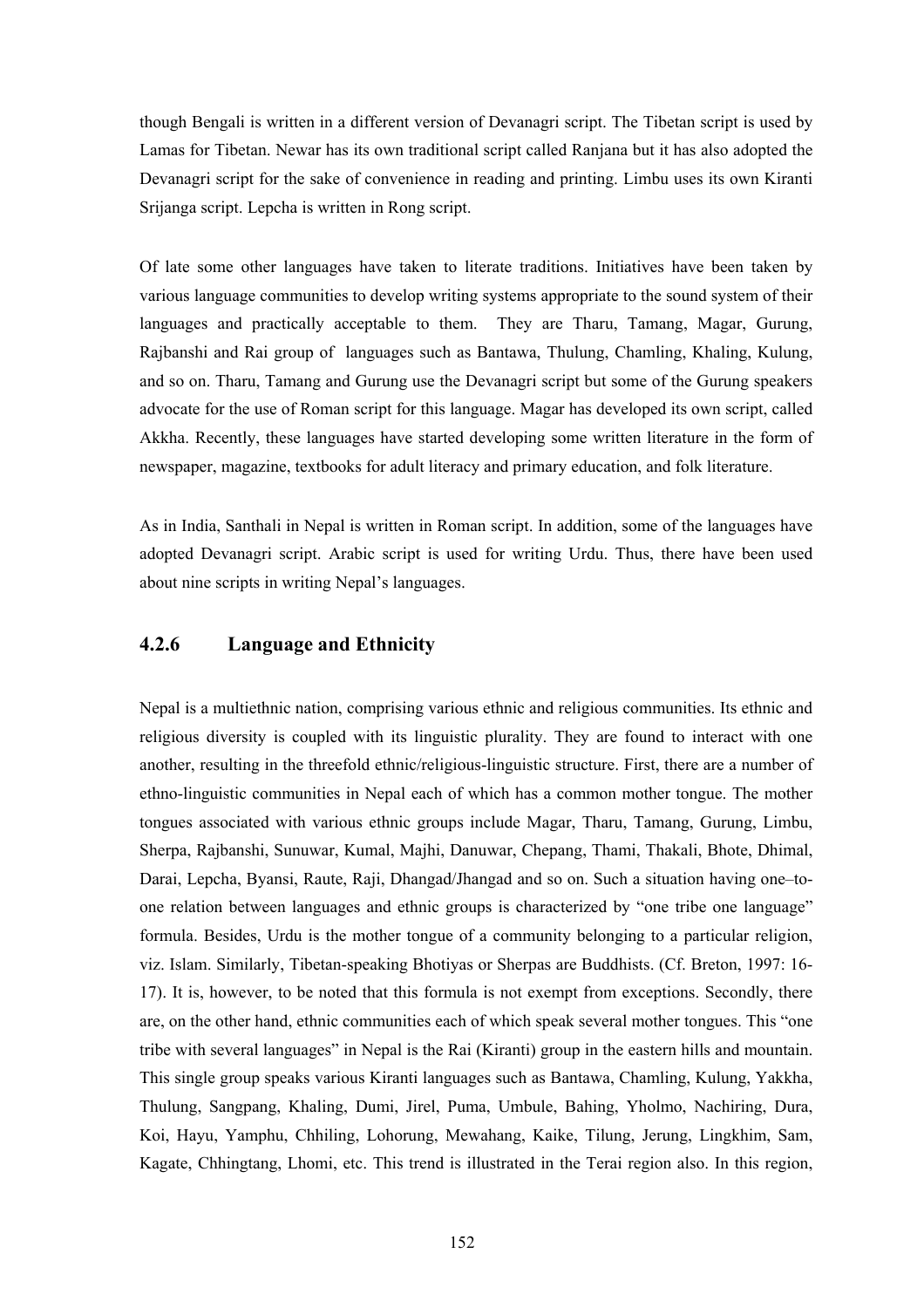though Bengali is written in a different version of Devanagri script. The Tibetan script is used by Lamas for Tibetan. Newar has its own traditional script called Ranjana but it has also adopted the Devanagri script for the sake of convenience in reading and printing. Limbu uses its own Kiranti Srijanga script. Lepcha is written in Rong script.

Of late some other languages have taken to literate traditions. Initiatives have been taken by various language communities to develop writing systems appropriate to the sound system of their languages and practically acceptable to them. They are Tharu, Tamang, Magar, Gurung, Rajbanshi and Rai group of languages such as Bantawa, Thulung, Chamling, Khaling, Kulung, and so on. Tharu, Tamang and Gurung use the Devanagri script but some of the Gurung speakers advocate for the use of Roman script for this language. Magar has developed its own script, called Akkha. Recently, these languages have started developing some written literature in the form of newspaper, magazine, textbooks for adult literacy and primary education, and folk literature.

As in India, Santhali in Nepal is written in Roman script. In addition, some of the languages have adopted Devanagri script. Arabic script is used for writing Urdu. Thus, there have been used about nine scripts in writing Nepal's languages.

### 4.2.6 Language and Ethnicity

Nepal is a multiethnic nation, comprising various ethnic and religious communities. Its ethnic and religious diversity is coupled with its linguistic plurality. They are found to interact with one another, resulting in the threefold ethnic/religious-linguistic structure. First, there are a number of ethno-linguistic communities in Nepal each of which has a common mother tongue. The mother tongues associated with various ethnic groups include Magar, Tharu, Tamang, Gurung, Limbu, Sherpa, Rajbanshi, Sunuwar, Kumal, Majhi, Danuwar, Chepang, Thami, Thakali, Bhote, Dhimal, Darai, Lepcha, Byansi, Raute, Raji, Dhangad/Jhangad and so on. Such a situation having one–to-one relation between languages and ethnic groups is characterized by "one tribe one language" formula. Besides, Urdu is the mother tongue of a community belonging to a particular religion, viz. Islam. Similarly, Tibetan-speaking Bhotiyas or Sherpas are Buddhists. (Cf. Breton, 1997: 16-17). It is, however, to be noted that this formula is not exempt from exceptions. Secondly, there are, on the other hand, ethnic communities each of which speak several mother tongues. This "one tribe with several languages" in Nepal is the Rai (Kiranti) group in the eastern hills and mountain. This single group speaks various Kiranti languages such as Bantawa, Chamling, Kulung, Yakkha, Thulung, Sangpang, Khaling, Dumi, Jirel, Puma, Umbule, Bahing, Yholmo, Nachiring, Dura, Koi, Hayu, Yamphu, Chhiling, Lohorung, Mewahang, Kaike, Tilung, Jerung, Lingkhim, Sam, Kagate, Chhingtang, Lhomi, etc. This trend is illustrated in the Terai region also. In this region,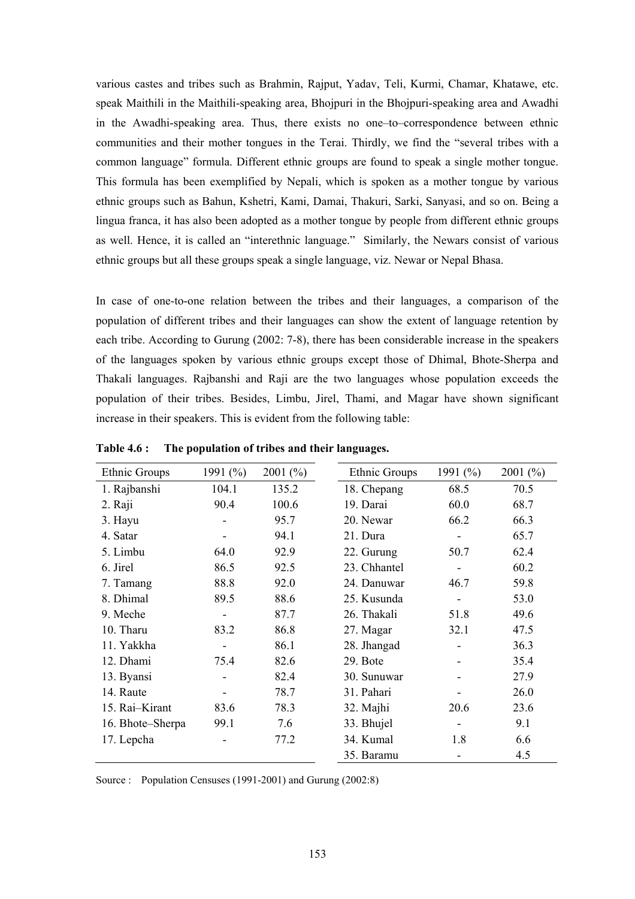various castes and tribes such as Brahmin, Rajput, Yadav, Teli, Kurmi, Chamar, Khatawe, etc. speak Maithili in the Maithili-speaking area, Bhojpuri in the Bhojpuri-speaking area and Awadhi in the Awadhi-speaking area. Thus, there exists no one–to–correspondence between ethnic communities and their mother tongues in the Terai. Thirdly, we find the "several tribes with a common language" formula. Different ethnic groups are found to speak a single mother tongue. This formula has been exemplified by Nepali, which is spoken as a mother tongue by various ethnic groups such as Bahun, Kshetri, Kami, Damai, Thakuri, Sarki, Sanyasi, and so on. Being a lingua franca, it has also been adopted as a mother tongue by people from different ethnic groups as well. Hence, it is called an "interethnic language." Similarly, the Newars consist of various ethnic groups but all these groups speak a single language, viz. Newar or Nepal Bhasa.

In case of one-to-one relation between the tribes and their languages, a comparison of the population of different tribes and their languages can show the extent of language retention by each tribe. According to Gurung (2002: 7-8), there has been considerable increase in the speakers of the languages spoken by various ethnic groups except those of Dhimal, Bhote-Sherpa and Thakali languages. Rajbanshi and Raji are the two languages whose population exceeds the population of their tribes. Besides, Limbu, Jirel, Thami, and Magar have shown significant increase in their speakers. This is evident from the following table:

**Table 4.6 : The population of tribes and their languages.**

| Ethnic Groups | 1991 (%) | 2001 (%) | Ethnic Groups | 1991 (%) | 2001 (%) |
|---|---|---|---|---|---|
| 1. Rajbanshi | 104.1 | 135.2 | 18. Chepang | 68.5 | 70.5 |
| 2. Raji | 90.4 | 100.6 | 19. Darai | 60.0 | 68.7 |
| 3. Hayu | - | 95.7 | 20. Newar | 66.2 | 66.3 |
| 4. Satar | - | 94.1 | 21. Dura | - | 65.7 |
| 5. Limbu | 64.0 | 92.9 | 22. Gurung | 50.7 | 62.4 |
| 6. Jirel | 86.5 | 92.5 | 23. Chhantel | - | 60.2 |
| 7. Tamang | 88.8 | 92.0 | 24. Danuwar | 46.7 | 59.8 |
| 8. Dhimal | 89.5 | 88.6 | 25. Kusunda | - | 53.0 |
| 9. Meche | - | 87.7 | 26. Thakali | 51.8 | 49.6 |
| 10. Tharu | 83.2 | 86.8 | 27. Magar | 32.1 | 47.5 |
| 11. Yakkha | - | 86.1 | 28. Jhangad | - | 36.3 |
| 12. Dhami | 75.4 | 82.6 | 29. Bote | - | 35.4 |
| 13. Byansi | - | 82.4 | 30. Sunuwar | - | 27.9 |
| 14. Raute | - | 78.7 | 31. Pahari | - | 26.0 |
| 15. Rai–Kirant | 83.6 | 78.3 | 32. Majhi | 20.6 | 23.6 |
| 16. Bhote–Sherpa | 99.1 | 7.6 | 33. Bhujel | - | 9.1 |
| 17. Lepcha | - | 77.2 | 34. Kumal | 1.8 | 6.6 |
| | | | 35. Baramu | - | 4.5 |

Source : Population Censuses (1991-2001) and Gurung (2002:8)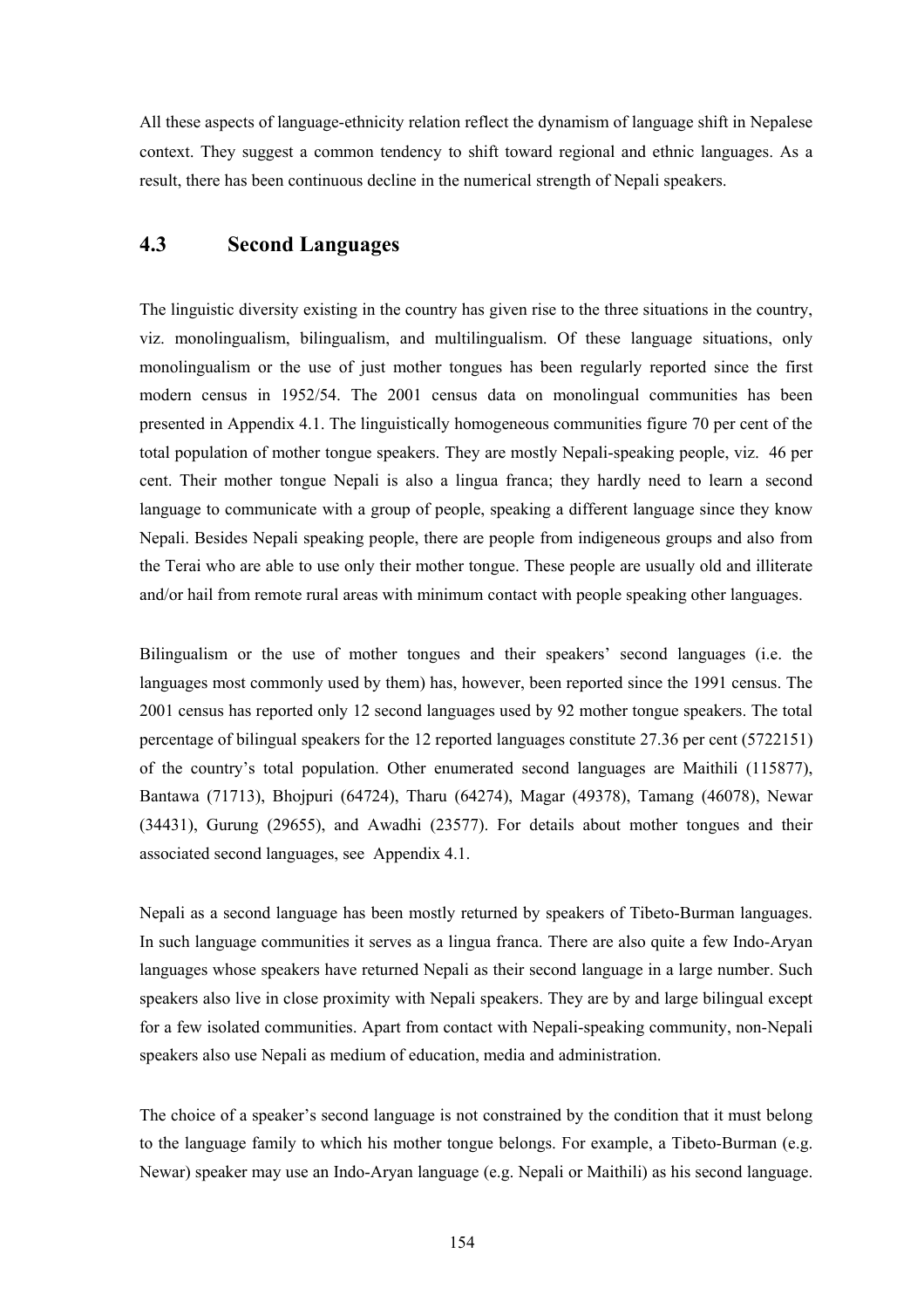All these aspects of language-ethnicity relation reflect the dynamism of language shift in Nepalese context. They suggest a common tendency to shift toward regional and ethnic languages. As a result, there has been continuous decline in the numerical strength of Nepali speakers.

## 4.3 Second Languages

The linguistic diversity existing in the country has given rise to the three situations in the country, viz. monolingualism, bilingualism, and multilingualism. Of these language situations, only monolingualism or the use of just mother tongues has been regularly reported since the first modern census in 1952/54. The 2001 census data on monolingual communities has been presented in Appendix 4.1. The linguistically homogeneous communities figure 70 per cent of the total population of mother tongue speakers. They are mostly Nepali-speaking people, viz. 46 per cent. Their mother tongue Nepali is also a lingua franca; they hardly need to learn a second language to communicate with a group of people, speaking a different language since they know Nepali. Besides Nepali speaking people, there are people from indigeneous groups and also from the Terai who are able to use only their mother tongue. These people are usually old and illiterate and/or hail from remote rural areas with minimum contact with people speaking other languages.

Bilingualism or the use of mother tongues and their speakers' second languages (i.e. the languages most commonly used by them) has, however, been reported since the 1991 census. The 2001 census has reported only 12 second languages used by 92 mother tongue speakers. The total percentage of bilingual speakers for the 12 reported languages constitute 27.36 per cent (5722151) of the country's total population. Other enumerated second languages are Maithili (115877), Bantawa (71713), Bhojpuri (64724), Tharu (64274), Magar (49378), Tamang (46078), Newar (34431), Gurung (29655), and Awadhi (23577). For details about mother tongues and their associated second languages, see Appendix 4.1.

Nepali as a second language has been mostly returned by speakers of Tibeto-Burman languages. In such language communities it serves as a lingua franca. There are also quite a few Indo-Aryan languages whose speakers have returned Nepali as their second language in a large number. Such speakers also live in close proximity with Nepali speakers. They are by and large bilingual except for a few isolated communities. Apart from contact with Nepali-speaking community, non-Nepali speakers also use Nepali as medium of education, media and administration.

The choice of a speaker's second language is not constrained by the condition that it must belong to the language family to which his mother tongue belongs. For example, a Tibeto-Burman (e.g. Newar) speaker may use an Indo-Aryan language (e.g. Nepali or Maithili) as his second language.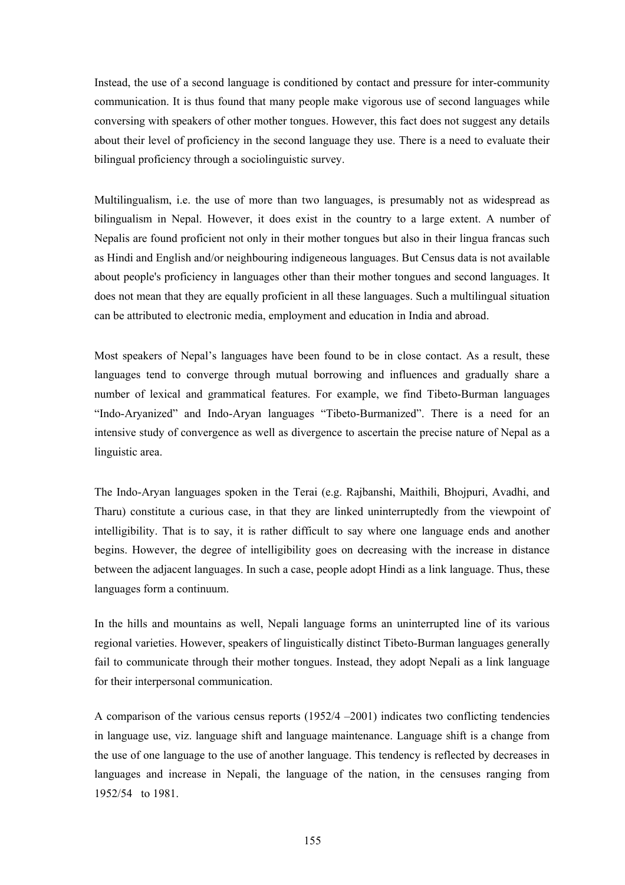Instead, the use of a second language is conditioned by contact and pressure for inter-community communication. It is thus found that many people make vigorous use of second languages while conversing with speakers of other mother tongues. However, this fact does not suggest any details about their level of proficiency in the second language they use. There is a need to evaluate their bilingual proficiency through a sociolinguistic survey.

Multilingualism, i.e. the use of more than two languages, is presumably not as widespread as bilingualism in Nepal. However, it does exist in the country to a large extent. A number of Nepalis are found proficient not only in their mother tongues but also in their lingua francas such as Hindi and English and/or neighbouring indigeneous languages. But Census data is not available about people's proficiency in languages other than their mother tongues and second languages. It does not mean that they are equally proficient in all these languages. Such a multilingual situation can be attributed to electronic media, employment and education in India and abroad.

Most speakers of Nepal's languages have been found to be in close contact. As a result, these languages tend to converge through mutual borrowing and influences and gradually share a number of lexical and grammatical features. For example, we find Tibeto-Burman languages "Indo-Aryanized" and Indo-Aryan languages "Tibeto-Burmanized". There is a need for an intensive study of convergence as well as divergence to ascertain the precise nature of Nepal as a linguistic area.

The Indo-Aryan languages spoken in the Terai (e.g. Rajbanshi, Maithili, Bhojpuri, Avadhi, and Tharu) constitute a curious case, in that they are linked uninterruptedly from the viewpoint of intelligibility. That is to say, it is rather difficult to say where one language ends and another begins. However, the degree of intelligibility goes on decreasing with the increase in distance between the adjacent languages. In such a case, people adopt Hindi as a link language. Thus, these languages form a continuum.

In the hills and mountains as well, Nepali language forms an uninterrupted line of its various regional varieties. However, speakers of linguistically distinct Tibeto-Burman languages generally fail to communicate through their mother tongues. Instead, they adopt Nepali as a link language for their interpersonal communication.

A comparison of the various census reports (1952/4 –2001) indicates two conflicting tendencies in language use, viz. language shift and language maintenance. Language shift is a change from the use of one language to the use of another language. This tendency is reflected by decreases in languages and increase in Nepali, the language of the nation, in the censuses ranging from 1952/54 to 1981.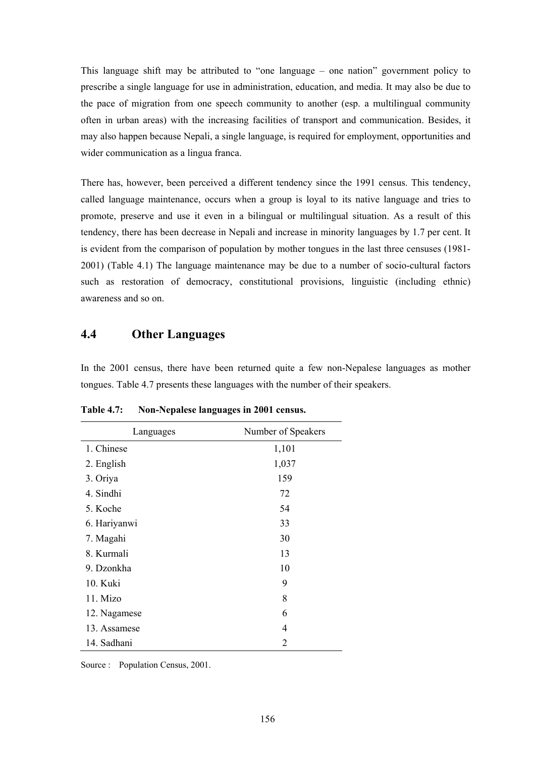This language shift may be attributed to "one language – one nation" government policy to prescribe a single language for use in administration, education, and media. It may also be due to the pace of migration from one speech community to another (esp. a multilingual community often in urban areas) with the increasing facilities of transport and communication. Besides, it may also happen because Nepali, a single language, is required for employment, opportunities and wider communication as a lingua franca.

There has, however, been perceived a different tendency since the 1991 census. This tendency, called language maintenance, occurs when a group is loyal to its native language and tries to promote, preserve and use it even in a bilingual or multilingual situation. As a result of this tendency, there has been decrease in Nepali and increase in minority languages by 1.7 per cent. It is evident from the comparison of population by mother tongues in the last three censuses (1981-2001) (Table 4.1) The language maintenance may be due to a number of socio-cultural factors such as restoration of democracy, constitutional provisions, linguistic (including ethnic) awareness and so on.

## 4.4 Other Languages

In the 2001 census, there have been returned quite a few non-Nepalese languages as mother tongues. Table 4.7 presents these languages with the number of their speakers.

**Table 4.7: Non-Nepalese languages in 2001 census.**

| Languages | Number of Speakers |
|---|---|
| 1. Chinese | 1,101 |
| 2. English | 1,037 |
| 3. Oriya | 159 |
| 4. Sindhi | 72 |
| 5. Koche | 54 |
| 6. Hariyanwi | 33 |
| 7. Magahi | 30 |
| 8. Kurmali | 13 |
| 9. Dzonkha | 10 |
| 10. Kuki | 9 |
| 11. Mizo | 8 |
| 12. Nagamese | 6 |
| 13. Assamese | 4 |
| 14. Sadhani | 2 |

Source : Population Census, 2001.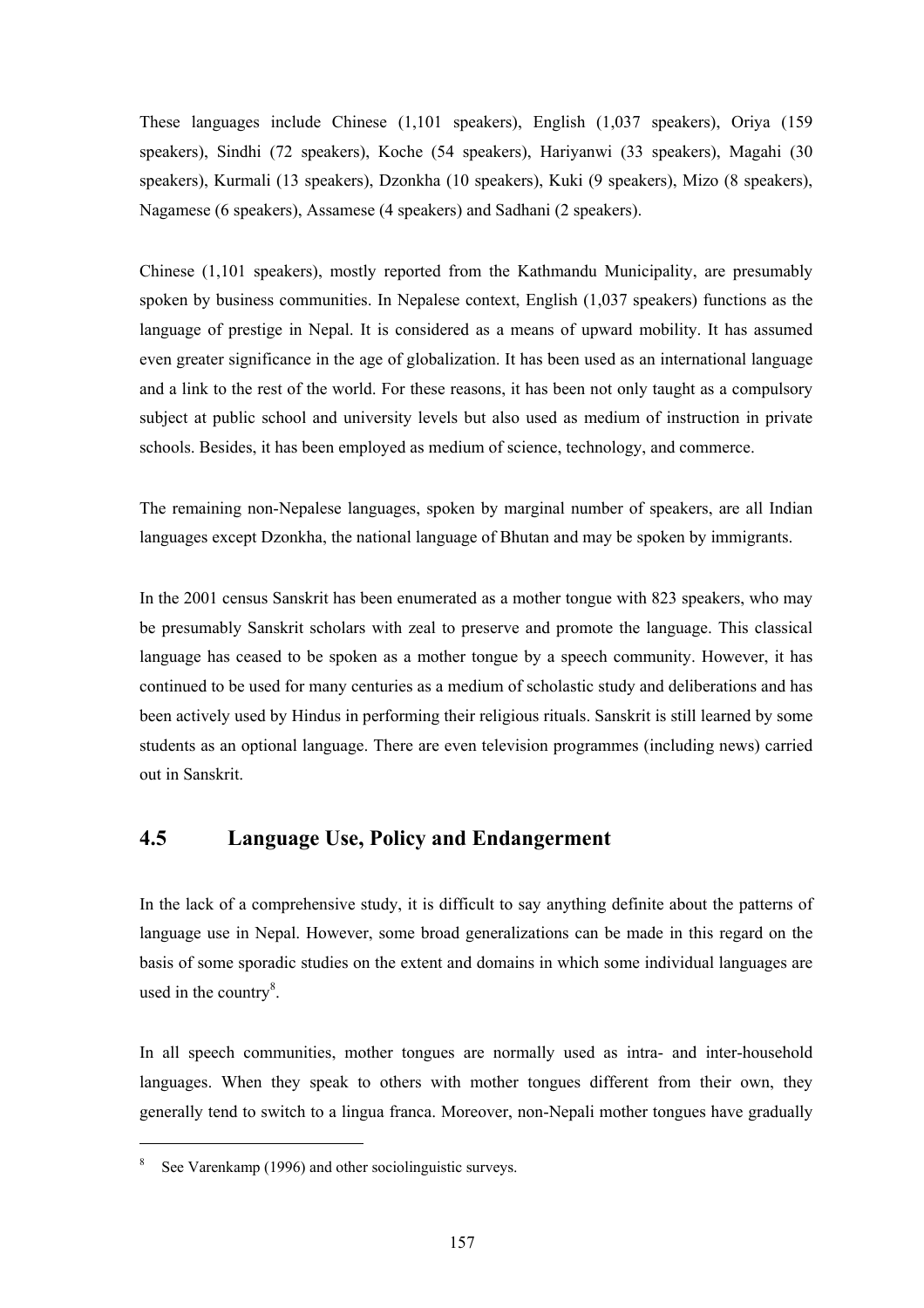These languages include Chinese (1,101 speakers), English (1,037 speakers), Oriya (159 speakers), Sindhi (72 speakers), Koche (54 speakers), Hariyanwi (33 speakers), Magahi (30 speakers), Kurmali (13 speakers), Dzonkha (10 speakers), Kuki (9 speakers), Mizo (8 speakers), Nagamese (6 speakers), Assamese (4 speakers) and Sadhani (2 speakers).

Chinese (1,101 speakers), mostly reported from the Kathmandu Municipality, are presumably spoken by business communities. In Nepalese context, English (1,037 speakers) functions as the language of prestige in Nepal. It is considered as a means of upward mobility. It has assumed even greater significance in the age of globalization. It has been used as an international language and a link to the rest of the world. For these reasons, it has been not only taught as a compulsory subject at public school and university levels but also used as medium of instruction in private schools. Besides, it has been employed as medium of science, technology, and commerce.

The remaining non-Nepalese languages, spoken by marginal number of speakers, are all Indian languages except Dzonkha, the national language of Bhutan and may be spoken by immigrants.

In the 2001 census Sanskrit has been enumerated as a mother tongue with 823 speakers, who may be presumably Sanskrit scholars with zeal to preserve and promote the language. This classical language has ceased to be spoken as a mother tongue by a speech community. However, it has continued to be used for many centuries as a medium of scholastic study and deliberations and has been actively used by Hindus in performing their religious rituals. Sanskrit is still learned by some students as an optional language. There are even television programmes (including news) carried out in Sanskrit.

## 4.5 Language Use, Policy and Endangerment

In the lack of a comprehensive study, it is difficult to say anything definite about the patterns of language use in Nepal. However, some broad generalizations can be made in this regard on the basis of some sporadic studies on the extent and domains in which some individual languages are used in the country[8].

In all speech communities, mother tongues are normally used as intra- and inter-household languages. When they speak to others with mother tongues different from their own, they generally tend to switch to a lingua franca. Moreover, non-Nepali mother tongues have gradually

---

[8] See Varenkamp (1996) and other sociolinguistic surveys.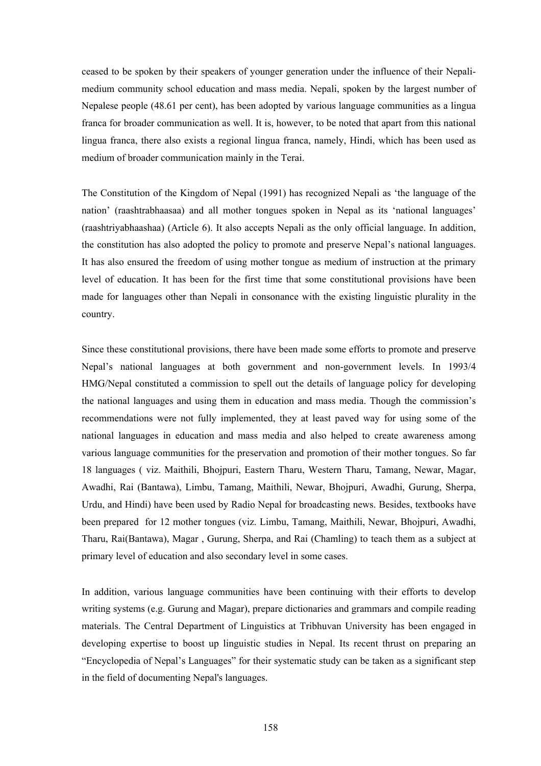ceased to be spoken by their speakers of younger generation under the influence of their Nepali-medium community school education and mass media. Nepali, spoken by the largest number of Nepalese people (48.61 per cent), has been adopted by various language communities as a lingua franca for broader communication as well. It is, however, to be noted that apart from this national lingua franca, there also exists a regional lingua franca, namely, Hindi, which has been used as medium of broader communication mainly in the Terai.

The Constitution of the Kingdom of Nepal (1991) has recognized Nepali as 'the language of the nation' (raashtrabhaasaa) and all mother tongues spoken in Nepal as its 'national languages' (raashtriyabhaashaa) (Article 6). It also accepts Nepali as the only official language. In addition, the constitution has also adopted the policy to promote and preserve Nepal's national languages. It has also ensured the freedom of using mother tongue as medium of instruction at the primary level of education. It has been for the first time that some constitutional provisions have been made for languages other than Nepali in consonance with the existing linguistic plurality in the country.

Since these constitutional provisions, there have been made some efforts to promote and preserve Nepal's national languages at both government and non-government levels. In 1993/4 HMG/Nepal constituted a commission to spell out the details of language policy for developing the national languages and using them in education and mass media. Though the commission's recommendations were not fully implemented, they at least paved way for using some of the national languages in education and mass media and also helped to create awareness among various language communities for the preservation and promotion of their mother tongues. So far 18 languages ( viz. Maithili, Bhojpuri, Eastern Tharu, Western Tharu, Tamang, Newar, Magar, Awadhi, Rai (Bantawa), Limbu, Tamang, Maithili, Newar, Bhojpuri, Awadhi, Gurung, Sherpa, Urdu, and Hindi) have been used by Radio Nepal for broadcasting news. Besides, textbooks have been prepared for 12 mother tongues (viz. Limbu, Tamang, Maithili, Newar, Bhojpuri, Awadhi, Tharu, Rai(Bantawa), Magar , Gurung, Sherpa, and Rai (Chamling) to teach them as a subject at primary level of education and also secondary level in some cases.

In addition, various language communities have been continuing with their efforts to develop writing systems (e.g. Gurung and Magar), prepare dictionaries and grammars and compile reading materials. The Central Department of Linguistics at Tribhuvan University has been engaged in developing expertise to boost up linguistic studies in Nepal. Its recent thrust on preparing an "Encyclopedia of Nepal's Languages" for their systematic study can be taken as a significant step in the field of documenting Nepal's languages.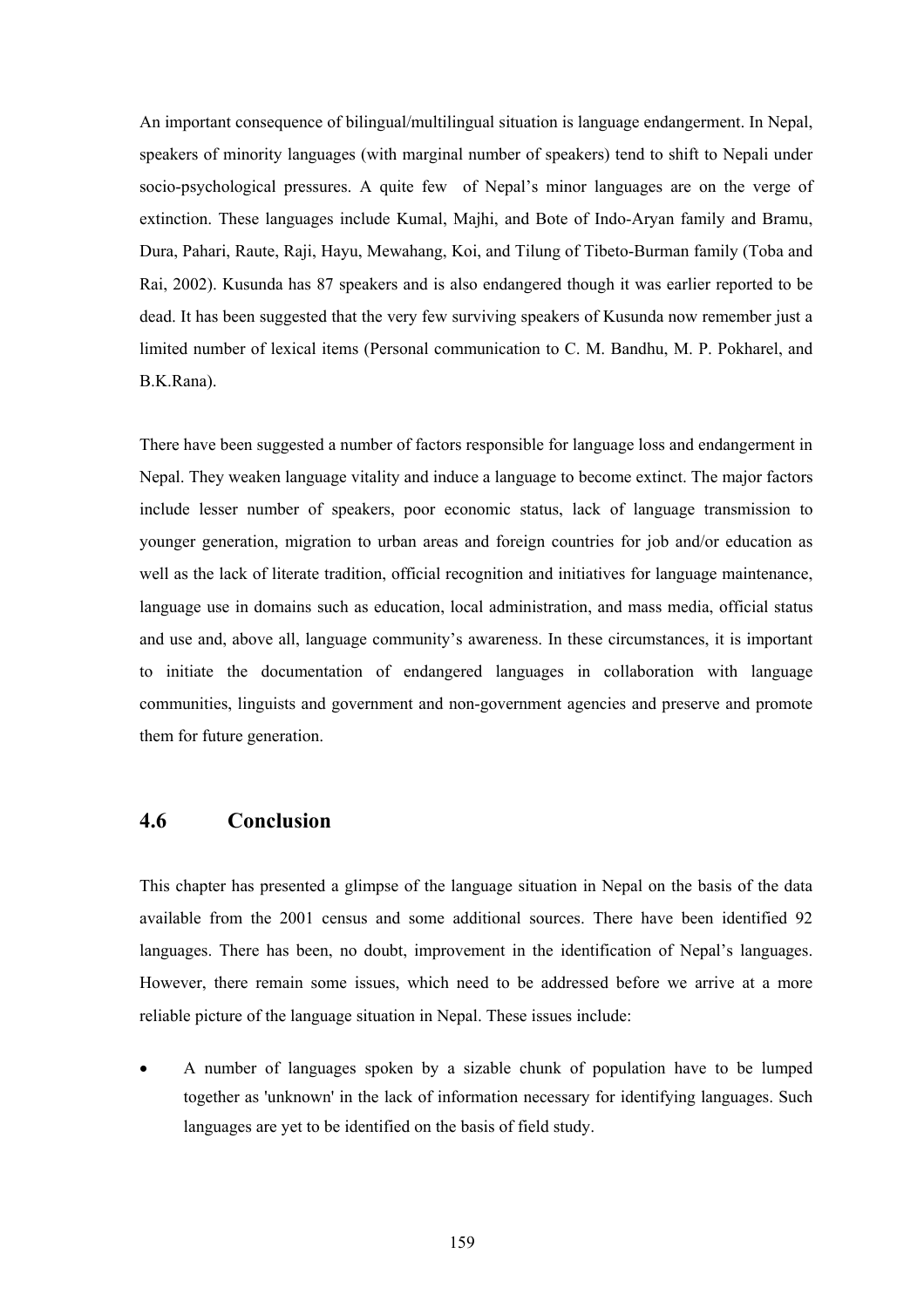An important consequence of bilingual/multilingual situation is language endangerment. In Nepal, speakers of minority languages (with marginal number of speakers) tend to shift to Nepali under socio-psychological pressures. A quite few of Nepal's minor languages are on the verge of extinction. These languages include Kumal, Majhi, and Bote of Indo-Aryan family and Bramu, Dura, Pahari, Raute, Raji, Hayu, Mewahang, Koi, and Tilung of Tibeto-Burman family (Toba and Rai, 2002). Kusunda has 87 speakers and is also endangered though it was earlier reported to be dead. It has been suggested that the very few surviving speakers of Kusunda now remember just a limited number of lexical items (Personal communication to C. M. Bandhu, M. P. Pokharel, and B.K.Rana).

There have been suggested a number of factors responsible for language loss and endangerment in Nepal. They weaken language vitality and induce a language to become extinct. The major factors include lesser number of speakers, poor economic status, lack of language transmission to younger generation, migration to urban areas and foreign countries for job and/or education as well as the lack of literate tradition, official recognition and initiatives for language maintenance, language use in domains such as education, local administration, and mass media, official status and use and, above all, language community's awareness. In these circumstances, it is important to initiate the documentation of endangered languages in collaboration with language communities, linguists and government and non-government agencies and preserve and promote them for future generation.

## 4.6 Conclusion

This chapter has presented a glimpse of the language situation in Nepal on the basis of the data available from the 2001 census and some additional sources. There have been identified 92 languages. There has been, no doubt, improvement in the identification of Nepal's languages. However, there remain some issues, which need to be addressed before we arrive at a more reliable picture of the language situation in Nepal. These issues include:

- A number of languages spoken by a sizable chunk of population have to be lumped together as 'unknown' in the lack of information necessary for identifying languages. Such languages are yet to be identified on the basis of field study.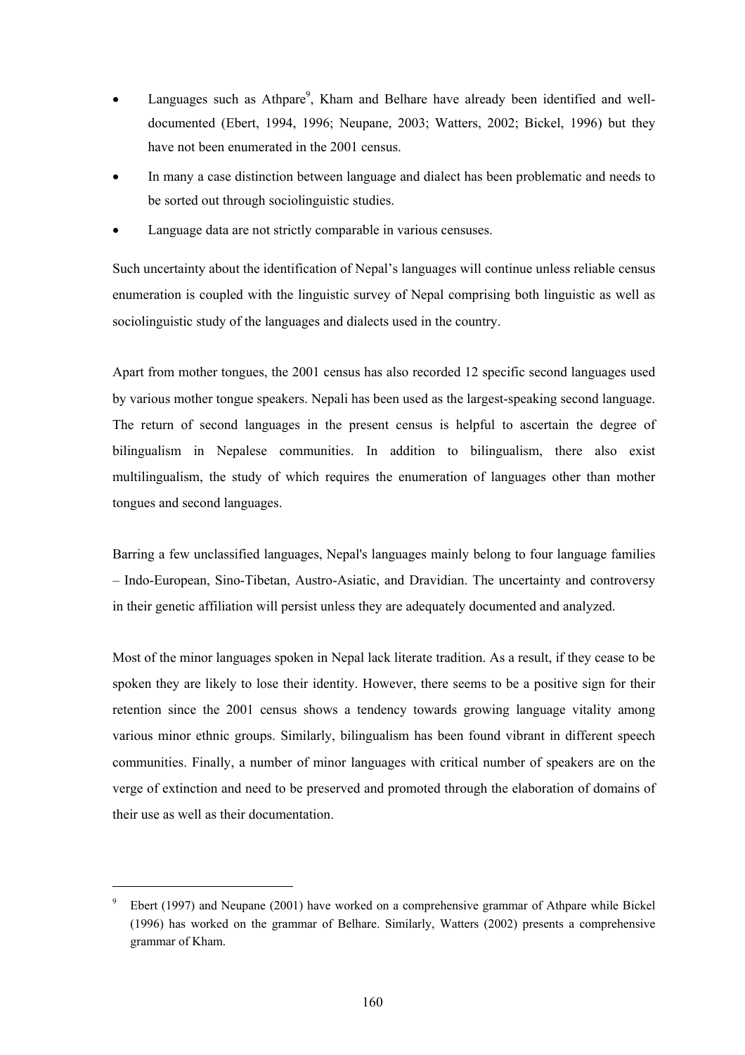- Languages such as Athpare[9], Kham and Belhare have already been identified and well-documented (Ebert, 1994, 1996; Neupane, 2003; Watters, 2002; Bickel, 1996) but they have not been enumerated in the 2001 census.
- In many a case distinction between language and dialect has been problematic and needs to be sorted out through sociolinguistic studies.
- Language data are not strictly comparable in various censuses.

Such uncertainty about the identification of Nepal's languages will continue unless reliable census enumeration is coupled with the linguistic survey of Nepal comprising both linguistic as well as sociolinguistic study of the languages and dialects used in the country.

Apart from mother tongues, the 2001 census has also recorded 12 specific second languages used by various mother tongue speakers. Nepali has been used as the largest-speaking second language. The return of second languages in the present census is helpful to ascertain the degree of bilingualism in Nepalese communities. In addition to bilingualism, there also exist multilingualism, the study of which requires the enumeration of languages other than mother tongues and second languages.

Barring a few unclassified languages, Nepal's languages mainly belong to four language families – Indo-European, Sino-Tibetan, Austro-Asiatic, and Dravidian. The uncertainty and controversy in their genetic affiliation will persist unless they are adequately documented and analyzed.

Most of the minor languages spoken in Nepal lack literate tradition. As a result, if they cease to be spoken they are likely to lose their identity. However, there seems to be a positive sign for their retention since the 2001 census shows a tendency towards growing language vitality among various minor ethnic groups. Similarly, bilingualism has been found vibrant in different speech communities. Finally, a number of minor languages with critical number of speakers are on the verge of extinction and need to be preserved and promoted through the elaboration of domains of their use as well as their documentation.

---

[9] Ebert (1997) and Neupane (2001) have worked on a comprehensive grammar of Athpare while Bickel (1996) has worked on the grammar of Belhare. Similarly, Watters (2002) presents a comprehensive grammar of Kham.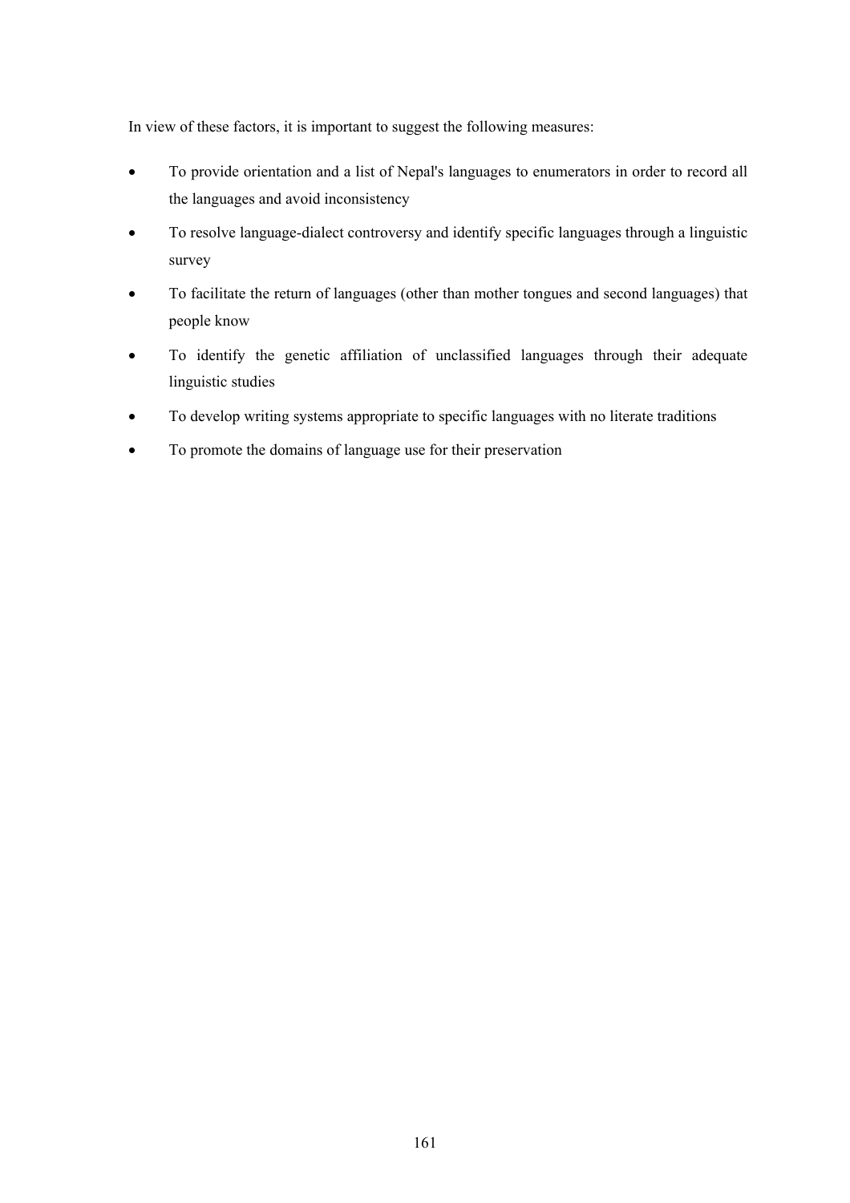In view of these factors, it is important to suggest the following measures:

- To provide orientation and a list of Nepal's languages to enumerators in order to record all the languages and avoid inconsistency
- To resolve language-dialect controversy and identify specific languages through a linguistic survey
- To facilitate the return of languages (other than mother tongues and second languages) that people know
- To identify the genetic affiliation of unclassified languages through their adequate linguistic studies
- To develop writing systems appropriate to specific languages with no literate traditions
- To promote the domains of language use for their preservation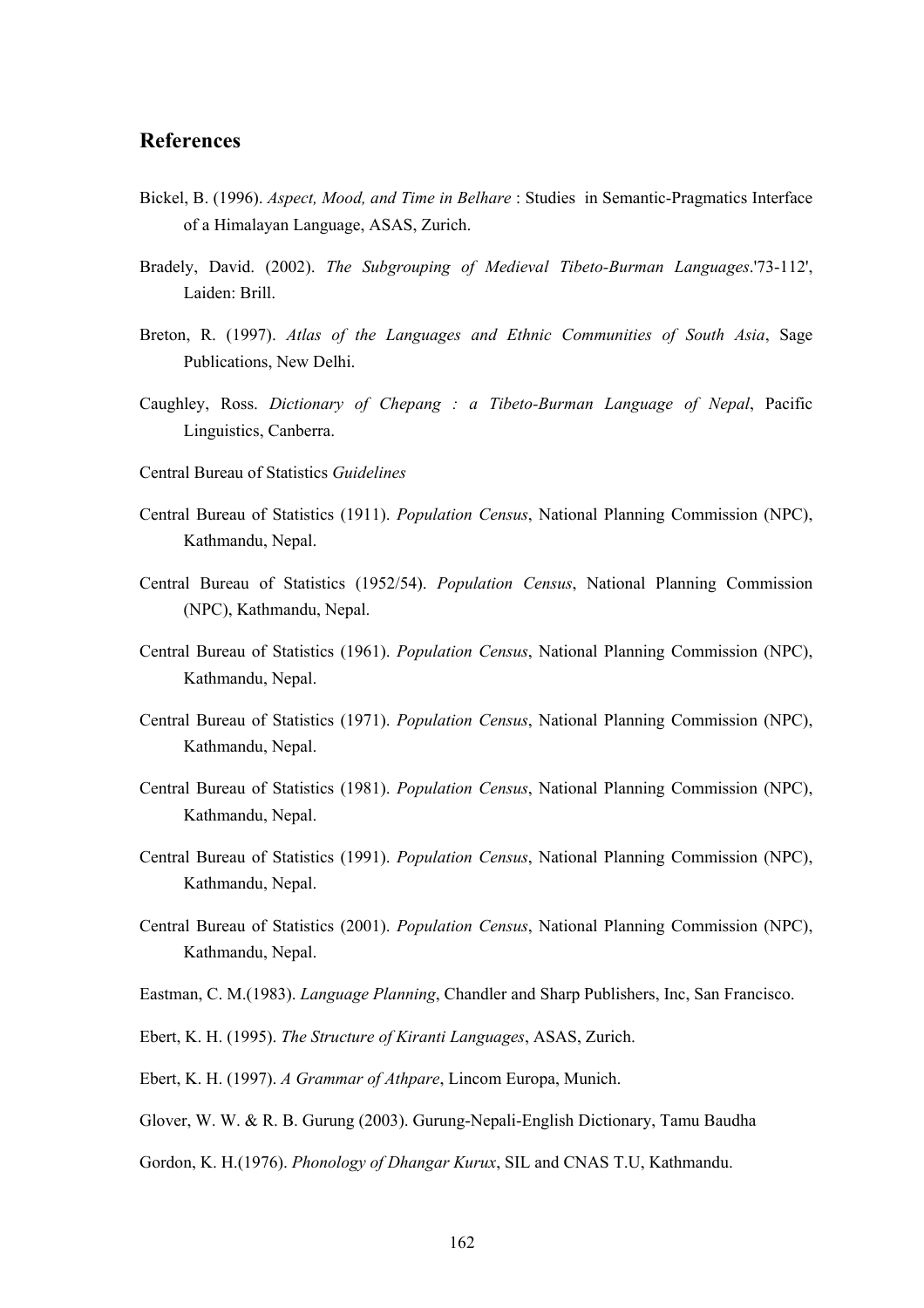## References

Bickel, B. (1996). *Aspect, Mood, and Time in Belhare* : Studies in Semantic-Pragmatics Interface of a Himalayan Language, ASAS, Zurich.

Bradely, David. (2002). *The Subgrouping of Medieval Tibeto-Burman Languages*.'73-112', Laiden: Brill.

Breton, R. (1997). *Atlas of the Languages and Ethnic Communities of South Asia*, Sage Publications, New Delhi.

Caughley, Ross. *Dictionary of Chepang : a Tibeto-Burman Language of Nepal*, Pacific Linguistics, Canberra.

Central Bureau of Statistics *Guidelines*

Central Bureau of Statistics (1911). *Population Census*, National Planning Commission (NPC), Kathmandu, Nepal.

Central Bureau of Statistics (1952/54). *Population Census*, National Planning Commission (NPC), Kathmandu, Nepal.

Central Bureau of Statistics (1961). *Population Census*, National Planning Commission (NPC), Kathmandu, Nepal.

Central Bureau of Statistics (1971). *Population Census*, National Planning Commission (NPC), Kathmandu, Nepal.

Central Bureau of Statistics (1981). *Population Census*, National Planning Commission (NPC), Kathmandu, Nepal.

Central Bureau of Statistics (1991). *Population Census*, National Planning Commission (NPC), Kathmandu, Nepal.

Central Bureau of Statistics (2001). *Population Census*, National Planning Commission (NPC), Kathmandu, Nepal.

Eastman, C. M.(1983). *Language Planning*, Chandler and Sharp Publishers, Inc, San Francisco.

Ebert, K. H. (1995). *The Structure of Kiranti Languages*, ASAS, Zurich.

Ebert, K. H. (1997). *A Grammar of Athpare*, Lincom Europa, Munich.

Glover, W. W. & R. B. Gurung (2003). Gurung-Nepali-English Dictionary, Tamu Baudha

Gordon, K. H.(1976). *Phonology of Dhangar Kurux*, SIL and CNAS T.U, Kathmandu.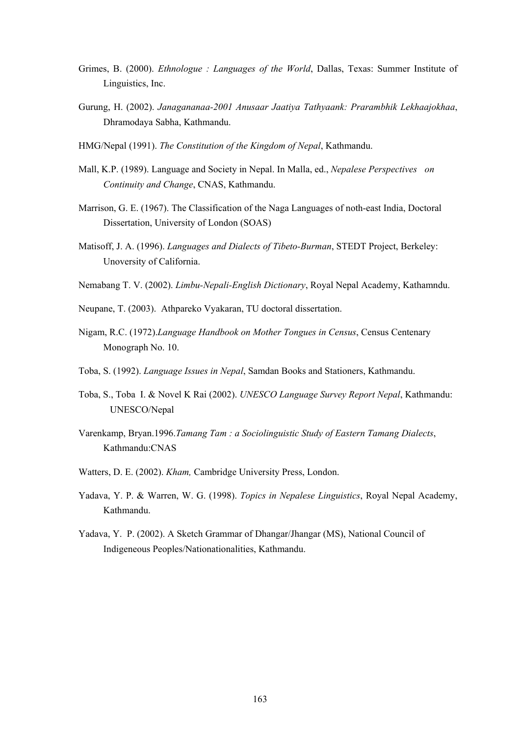Grimes, B. (2000). *Ethnologue : Languages of the World*, Dallas, Texas: Summer Institute of Linguistics, Inc.

Gurung, H. (2002). *Janagananaa-2001 Anusaar Jaatiya Tathyaank: Prarambhik Lekhaajokhaa*, Dhramodaya Sabha, Kathmandu.

HMG/Nepal (1991). *The Constitution of the Kingdom of Nepal*, Kathmandu.

Mall, K.P. (1989). Language and Society in Nepal. In Malla, ed., *Nepalese Perspectives on Continuity and Change*, CNAS, Kathmandu.

Marrison, G. E. (1967). The Classification of the Naga Languages of noth-east India, Doctoral Dissertation, University of London (SOAS)

Matisoff, J. A. (1996). *Languages and Dialects of Tibeto-Burman*, STEDT Project, Berkeley: Unoversity of California.

Nemabang T. V. (2002). *Limbu-Nepali-English Dictionary*, Royal Nepal Academy, Kathamndu.

Neupane, T. (2003). Athpareko Vyakaran, TU doctoral dissertation.

Nigam, R.C. (1972).*Language Handbook on Mother Tongues in Census*, Census Centenary Monograph No. 10.

Toba, S. (1992). *Language Issues in Nepal*, Samdan Books and Stationers, Kathmandu.

Toba, S., Toba I. & Novel K Rai (2002). *UNESCO Language Survey Report Nepal*, Kathmandu: UNESCO/Nepal

Varenkamp, Bryan.1996.*Tamang Tam : a Sociolinguistic Study of Eastern Tamang Dialects*, Kathmandu:CNAS

Watters, D. E. (2002). *Kham,* Cambridge University Press, London.

Yadava, Y. P. & Warren, W. G. (1998). *Topics in Nepalese Linguistics*, Royal Nepal Academy, Kathmandu.

Yadava, Y. P. (2002). A Sketch Grammar of Dhangar/Jhangar (MS), National Council of Indigeneous Peoples/Nationationalities, Kathmandu.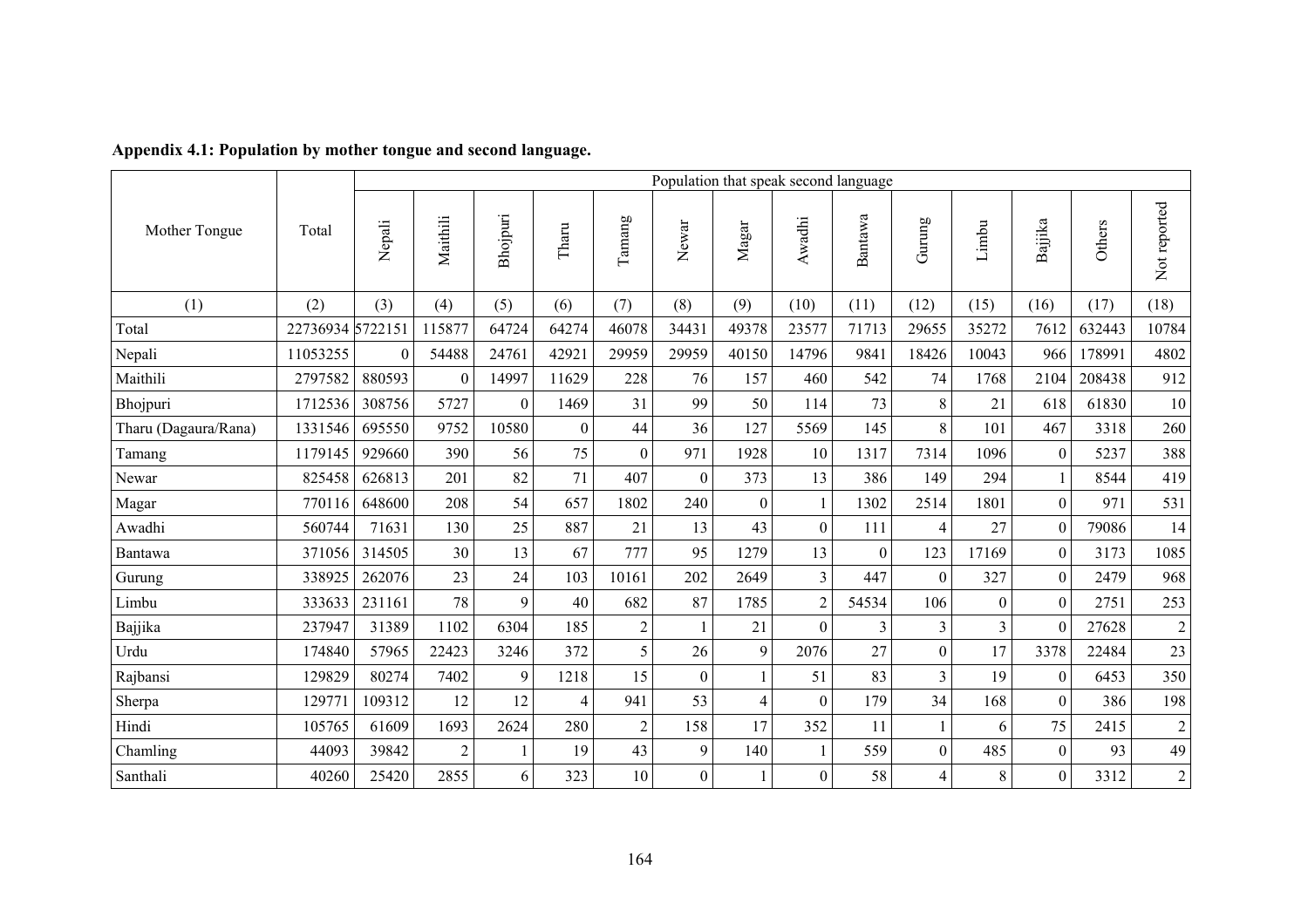**Appendix 4.1: Population by mother tongue and second language.**

| Mother Tongue | Total | Population that speak second language | | | | | | | | | | | | | | |
|---|---|---|---|---|---|---|---|---|---|---|---|---|---|---|---|---|
| | | Nepali | Maithili | Bhojpuri | Tharu | Tamang | Newar | Magar | Awadhi | Bantawa | Gurung | Limbu | Bajjika | Others | Not reported |
| (1) | (2) | (3) | (4) | (5) | (6) | (7) | (8) | (9) | (10) | (11) | (12) | (15) | (16) | (17) | (18) |
| Total | 22736934 | 5722151 | 115877 | 64724 | 64274 | 46078 | 34431 | 49378 | 23577 | 71713 | 29655 | 35272 | 7612 | 632443 | 10784 |
| Nepali | 11053255 | 0 | 54488 | 24761 | 42921 | 29959 | 29959 | 40150 | 14796 | 9841 | 18426 | 10043 | 966 | 178991 | 4802 |
| Maithili | 2797582 | 880593 | 0 | 14997 | 11629 | 228 | 76 | 157 | 460 | 542 | 74 | 1768 | 2104 | 208438 | 912 |
| Bhojpuri | 1712536 | 308756 | 5727 | 0 | 1469 | 31 | 99 | 50 | 114 | 73 | 8 | 21 | 618 | 61830 | 10 |
| Tharu (Dagaura/Rana) | 1331546 | 695550 | 9752 | 10580 | 0 | 44 | 36 | 127 | 5569 | 145 | 8 | 101 | 467 | 3318 | 260 |
| Tamang | 1179145 | 929660 | 390 | 56 | 75 | 0 | 971 | 1928 | 10 | 1317 | 7314 | 1096 | 0 | 5237 | 388 |
| Newar | 825458 | 626813 | 201 | 82 | 71 | 407 | 0 | 373 | 13 | 386 | 149 | 294 | 1 | 8544 | 419 |
| Magar | 770116 | 648600 | 208 | 54 | 657 | 1802 | 240 | 0 | 1 | 1302 | 2514 | 1801 | 0 | 971 | 531 |
| Awadhi | 560744 | 71631 | 130 | 25 | 887 | 21 | 13 | 43 | 0 | 111 | 4 | 27 | 0 | 79086 | 14 |
| Bantawa | 371056 | 314505 | 30 | 13 | 67 | 777 | 95 | 1279 | 13 | 0 | 123 | 17169 | 0 | 3173 | 1085 |
| Gurung | 338925 | 262076 | 23 | 24 | 103 | 10161 | 202 | 2649 | 3 | 447 | 0 | 327 | 0 | 2479 | 968 |
| Limbu | 333633 | 231161 | 78 | 9 | 40 | 682 | 87 | 1785 | 2 | 54534 | 106 | 0 | 0 | 2751 | 253 |
| Bajjika | 237947 | 31389 | 1102 | 6304 | 185 | 2 | 1 | 21 | 0 | 3 | 3 | 3 | 0 | 27628 | 2 |
| Urdu | 174840 | 57965 | 22423 | 3246 | 372 | 5 | 26 | 9 | 2076 | 27 | 0 | 17 | 3378 | 22484 | 23 |
| Rajbansi | 129829 | 80274 | 7402 | 9 | 1218 | 15 | 0 | 1 | 51 | 83 | 3 | 19 | 0 | 6453 | 350 |
| Sherpa | 129771 | 109312 | 12 | 12 | 4 | 941 | 53 | 4 | 0 | 179 | 34 | 168 | 0 | 386 | 198 |
| Hindi | 105765 | 61609 | 1693 | 2624 | 280 | 2 | 158 | 17 | 352 | 11 | 1 | 6 | 75 | 2415 | 2 |
| Chamling | 44093 | 39842 | 2 | 1 | 19 | 43 | 9 | 140 | 1 | 559 | 0 | 485 | 0 | 93 | 49 |
| Santhali | 40260 | 25420 | 2855 | 6 | 323 | 10 | 0 | 1 | 0 | 58 | 4 | 8 | 0 | 3312 | 2 |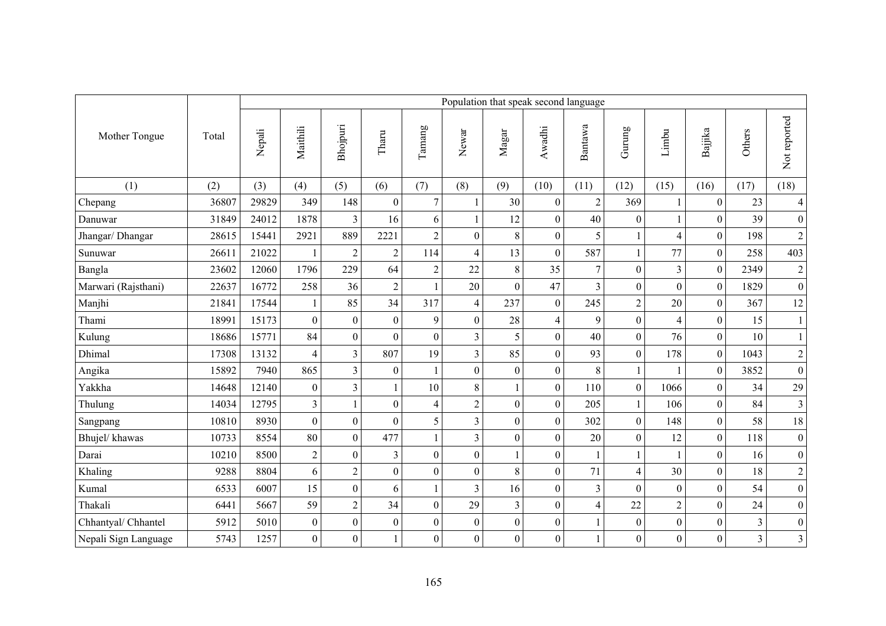| Mother Tongue | Total | Population that speak second language | | | | | | | | | | | | | |
|---|---|---|---|---|---|---|---|---|---|---|---|---|---|---|---|
| | | Nepali | Maithili | Bhojpuri | Tharu | Tamang | Newar | Magar | Awadhi | Bantawa | Gurung | Limbu | Bajjika | Others | Not reported |
| (1) | (2) | (3) | (4) | (5) | (6) | (7) | (8) | (9) | (10) | (11) | (12) | (15) | (16) | (17) | (18) |
| Chepang | 36807 | 29829 | 349 | 148 | 0 | 7 | 1 | 30 | 0 | 2 | 369 | 1 | 0 | 23 | 4 |
| Danuwar | 31849 | 24012 | 1878 | 3 | 16 | 6 | 1 | 12 | 0 | 40 | 0 | 1 | 0 | 39 | 0 |
| Jhangar/ Dhangar | 28615 | 15441 | 2921 | 889 | 2221 | 2 | 0 | 8 | 0 | 5 | 1 | 4 | 0 | 198 | 2 |
| Sunuwar | 26611 | 21022 | 1 | 2 | 2 | 114 | 4 | 13 | 0 | 587 | 1 | 77 | 0 | 258 | 403 |
| Bangla | 23602 | 12060 | 1796 | 229 | 64 | 2 | 22 | 8 | 35 | 7 | 0 | 3 | 0 | 2349 | 2 |
| Marwari (Rajsthani) | 22637 | 16772 | 258 | 36 | 2 | 1 | 20 | 0 | 47 | 3 | 0 | 0 | 0 | 1829 | 0 |
| Manjhi | 21841 | 17544 | 1 | 85 | 34 | 317 | 4 | 237 | 0 | 245 | 2 | 20 | 0 | 367 | 12 |
| Thami | 18991 | 15173 | 0 | 0 | 0 | 9 | 0 | 28 | 4 | 9 | 0 | 4 | 0 | 15 | 1 |
| Kulung | 18686 | 15771 | 84 | 0 | 0 | 0 | 3 | 5 | 0 | 40 | 0 | 76 | 0 | 10 | 1 |
| Dhimal | 17308 | 13132 | 4 | 3 | 807 | 19 | 3 | 85 | 0 | 93 | 0 | 178 | 0 | 1043 | 2 |
| Angika | 15892 | 7940 | 865 | 3 | 0 | 1 | 0 | 0 | 0 | 8 | 1 | 1 | 0 | 3852 | 0 |
| Yakkha | 14648 | 12140 | 0 | 3 | 1 | 10 | 8 | 1 | 0 | 110 | 0 | 1066 | 0 | 34 | 29 |
| Thulung | 14034 | 12795 | 3 | 1 | 0 | 4 | 2 | 0 | 0 | 205 | 1 | 106 | 0 | 84 | 3 |
| Sangpang | 10810 | 8930 | 0 | 0 | 0 | 5 | 3 | 0 | 0 | 302 | 0 | 148 | 0 | 58 | 18 |
| Bhujel/ khawas | 10733 | 8554 | 80 | 0 | 477 | 1 | 3 | 0 | 0 | 20 | 0 | 12 | 0 | 118 | 0 |
| Darai | 10210 | 8500 | 2 | 0 | 3 | 0 | 0 | 1 | 0 | 1 | 1 | 1 | 0 | 16 | 0 |
| Khaling | 9288 | 8804 | 6 | 2 | 0 | 0 | 0 | 8 | 0 | 71 | 4 | 30 | 0 | 18 | 2 |
| Kumal | 6533 | 6007 | 15 | 0 | 6 | 1 | 3 | 16 | 0 | 3 | 0 | 0 | 0 | 54 | 0 |
| Thakali | 6441 | 5667 | 59 | 2 | 34 | 0 | 29 | 3 | 0 | 4 | 22 | 2 | 0 | 24 | 0 |
| Chhantyal/ Chhantel | 5912 | 5010 | 0 | 0 | 0 | 0 | 0 | 0 | 0 | 1 | 0 | 0 | 0 | 3 | 0 |
| Nepali Sign Language | 5743 | 1257 | 0 | 0 | 1 | 0 | 0 | 0 | 0 | 1 | 0 | 0 | 0 | 3 | 3 |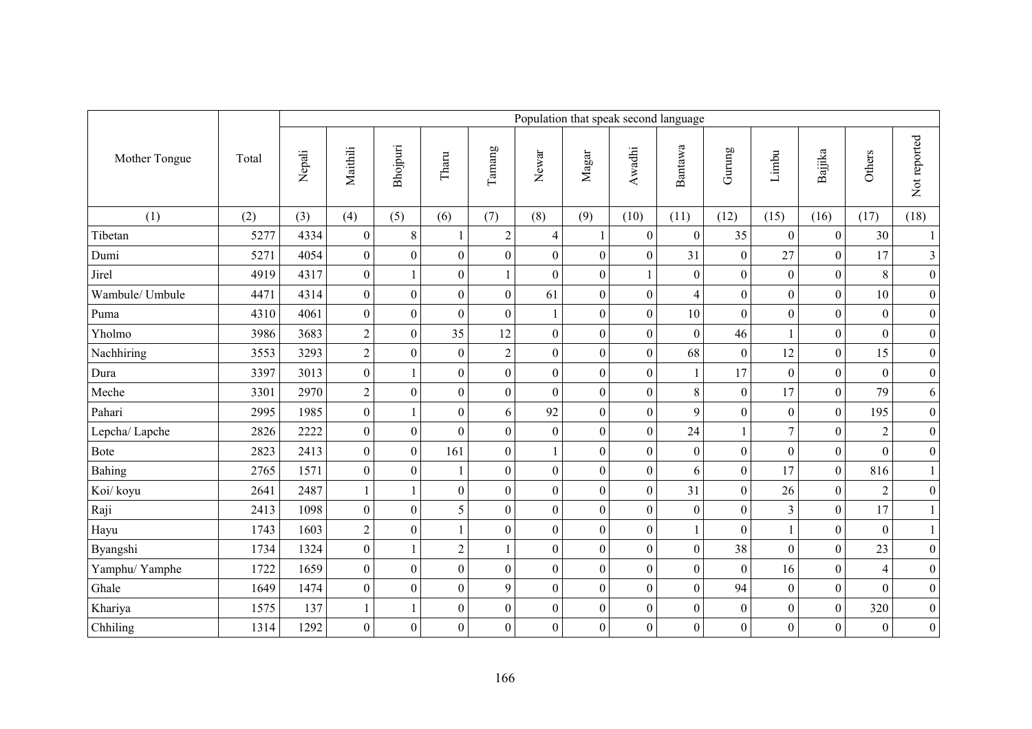| Mother Tongue | Total | Population that speak second language | | | | | | | | | | | | | |
|---|---|---|---|---|---|---|---|---|---|---|---|---|---|---|---|
| | | Nepali | Maithili | Bhojpuri | Tharu | Tamang | Newar | Magar | Awadhi | Bantawa | Gurung | Limbu | Bajjika | Others | Not reported |
| (1) | (2) | (3) | (4) | (5) | (6) | (7) | (8) | (9) | (10) | (11) | (12) | (15) | (16) | (17) | (18) |
| Tibetan | 5277 | 4334 | 0 | 8 | 1 | 2 | 4 | 1 | 0 | 0 | 35 | 0 | 0 | 30 | 1 |
| Dumi | 5271 | 4054 | 0 | 0 | 0 | 0 | 0 | 0 | 0 | 31 | 0 | 27 | 0 | 17 | 3 |
| Jirel | 4919 | 4317 | 0 | 1 | 0 | 1 | 0 | 0 | 1 | 0 | 0 | 0 | 0 | 8 | 0 |
| Wambule/ Umbule | 4471 | 4314 | 0 | 0 | 0 | 0 | 61 | 0 | 0 | 4 | 0 | 0 | 0 | 10 | 0 |
| Puma | 4310 | 4061 | 0 | 0 | 0 | 0 | 1 | 0 | 0 | 10 | 0 | 0 | 0 | 0 | 0 |
| Yholmo | 3986 | 3683 | 2 | 0 | 35 | 12 | 0 | 0 | 0 | 0 | 46 | 1 | 0 | 0 | 0 |
| Nachhiring | 3553 | 3293 | 2 | 0 | 0 | 2 | 0 | 0 | 0 | 68 | 0 | 12 | 0 | 15 | 0 |
| Dura | 3397 | 3013 | 0 | 1 | 0 | 0 | 0 | 0 | 0 | 1 | 17 | 0 | 0 | 0 | 0 |
| Meche | 3301 | 2970 | 2 | 0 | 0 | 0 | 0 | 0 | 0 | 8 | 0 | 17 | 0 | 79 | 6 |
| Pahari | 2995 | 1985 | 0 | 1 | 0 | 6 | 92 | 0 | 0 | 9 | 0 | 0 | 0 | 195 | 0 |
| Lepcha/ Lapche | 2826 | 2222 | 0 | 0 | 0 | 0 | 0 | 0 | 0 | 24 | 1 | 7 | 0 | 2 | 0 |
| Bote | 2823 | 2413 | 0 | 0 | 161 | 0 | 1 | 0 | 0 | 0 | 0 | 0 | 0 | 0 | 0 |
| Bahing | 2765 | 1571 | 0 | 0 | 1 | 0 | 0 | 0 | 0 | 6 | 0 | 17 | 0 | 816 | 1 |
| Koi/ koyu | 2641 | 2487 | 1 | 1 | 0 | 0 | 0 | 0 | 0 | 31 | 0 | 26 | 0 | 2 | 0 |
| Raji | 2413 | 1098 | 0 | 0 | 5 | 0 | 0 | 0 | 0 | 0 | 0 | 3 | 0 | 17 | 1 |
| Hayu | 1743 | 1603 | 2 | 0 | 1 | 0 | 0 | 0 | 0 | 1 | 0 | 1 | 0 | 0 | 1 |
| Byangshi | 1734 | 1324 | 0 | 1 | 2 | 1 | 0 | 0 | 0 | 0 | 38 | 0 | 0 | 23 | 0 |
| Yamphu/ Yamphe | 1722 | 1659 | 0 | 0 | 0 | 0 | 0 | 0 | 0 | 0 | 0 | 16 | 0 | 4 | 0 |
| Ghale | 1649 | 1474 | 0 | 0 | 0 | 9 | 0 | 0 | 0 | 0 | 94 | 0 | 0 | 0 | 0 |
| Khariya | 1575 | 137 | 1 | 1 | 0 | 0 | 0 | 0 | 0 | 0 | 0 | 0 | 0 | 320 | 0 |
| Chhiling | 1314 | 1292 | 0 | 0 | 0 | 0 | 0 | 0 | 0 | 0 | 0 | 0 | 0 | 0 | 0 |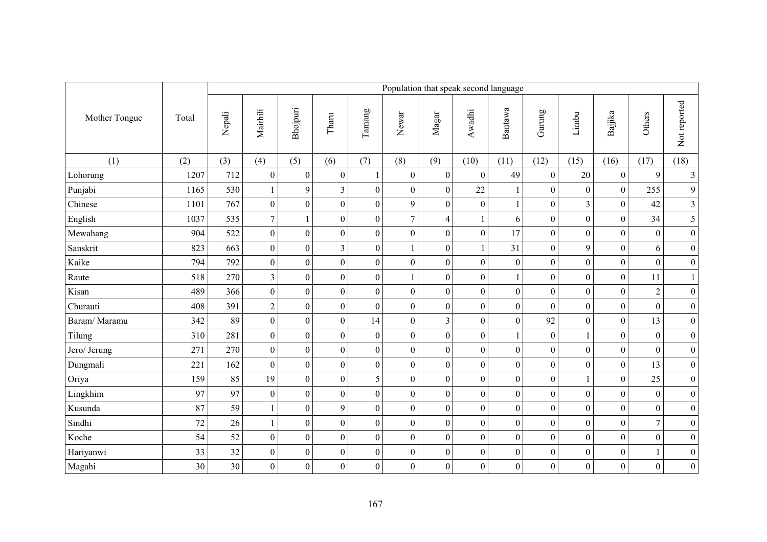| Mother Tongue | Total | Population that speak second language | | | | | | | | | | | | | |
|---|---|---|---|---|---|---|---|---|---|---|---|---|---|---|---|
| | | Nepali | Maithili | Bhojpuri | Tharu | Tamang | Newar | Magar | Awadhi | Bantawa | Gurung | Limbu | Bajjika | Others | Not reported |
| (1) | (2) | (3) | (4) | (5) | (6) | (7) | (8) | (9) | (10) | (11) | (12) | (15) | (16) | (17) | (18) |
| Lohorung | 1207 | 712 | 0 | 0 | 0 | 1 | 0 | 0 | 0 | 49 | 0 | 20 | 0 | 9 | 3 |
| Punjabi | 1165 | 530 | 1 | 9 | 3 | 0 | 0 | 0 | 22 | 1 | 0 | 0 | 0 | 255 | 9 |
| Chinese | 1101 | 767 | 0 | 0 | 0 | 0 | 9 | 0 | 0 | 1 | 0 | 3 | 0 | 42 | 3 |
| English | 1037 | 535 | 7 | 1 | 0 | 0 | 7 | 4 | 1 | 6 | 0 | 0 | 0 | 34 | 5 |
| Mewahang | 904 | 522 | 0 | 0 | 0 | 0 | 0 | 0 | 0 | 17 | 0 | 0 | 0 | 0 | 0 |
| Sanskrit | 823 | 663 | 0 | 0 | 3 | 0 | 1 | 0 | 1 | 31 | 0 | 9 | 0 | 6 | 0 |
| Kaike | 794 | 792 | 0 | 0 | 0 | 0 | 0 | 0 | 0 | 0 | 0 | 0 | 0 | 0 | 0 |
| Raute | 518 | 270 | 3 | 0 | 0 | 0 | 1 | 0 | 0 | 1 | 0 | 0 | 0 | 11 | 1 |
| Kisan | 489 | 366 | 0 | 0 | 0 | 0 | 0 | 0 | 0 | 0 | 0 | 0 | 0 | 2 | 0 |
| Churauti | 408 | 391 | 2 | 0 | 0 | 0 | 0 | 0 | 0 | 0 | 0 | 0 | 0 | 0 | 0 |
| Baram/ Maramu | 342 | 89 | 0 | 0 | 0 | 14 | 0 | 3 | 0 | 0 | 92 | 0 | 0 | 13 | 0 |
| Tilung | 310 | 281 | 0 | 0 | 0 | 0 | 0 | 0 | 0 | 1 | 0 | 1 | 0 | 0 | 0 |
| Jero/ Jerung | 271 | 270 | 0 | 0 | 0 | 0 | 0 | 0 | 0 | 0 | 0 | 0 | 0 | 0 | 0 |
| Dungmali | 221 | 162 | 0 | 0 | 0 | 0 | 0 | 0 | 0 | 0 | 0 | 0 | 0 | 13 | 0 |
| Oriya | 159 | 85 | 19 | 0 | 0 | 5 | 0 | 0 | 0 | 0 | 0 | 1 | 0 | 25 | 0 |
| Lingkhim | 97 | 97 | 0 | 0 | 0 | 0 | 0 | 0 | 0 | 0 | 0 | 0 | 0 | 0 | 0 |
| Kusunda | 87 | 59 | 1 | 0 | 9 | 0 | 0 | 0 | 0 | 0 | 0 | 0 | 0 | 0 | 0 |
| Sindhi | 72 | 26 | 1 | 0 | 0 | 0 | 0 | 0 | 0 | 0 | 0 | 0 | 0 | 7 | 0 |
| Koche | 54 | 52 | 0 | 0 | 0 | 0 | 0 | 0 | 0 | 0 | 0 | 0 | 0 | 0 | 0 |
| Hariyanwi | 33 | 32 | 0 | 0 | 0 | 0 | 0 | 0 | 0 | 0 | 0 | 0 | 0 | 1 | 0 |
| Magahi | 30 | 30 | 0 | 0 | 0 | 0 | 0 | 0 | 0 | 0 | 0 | 0 | 0 | 0 | 0 |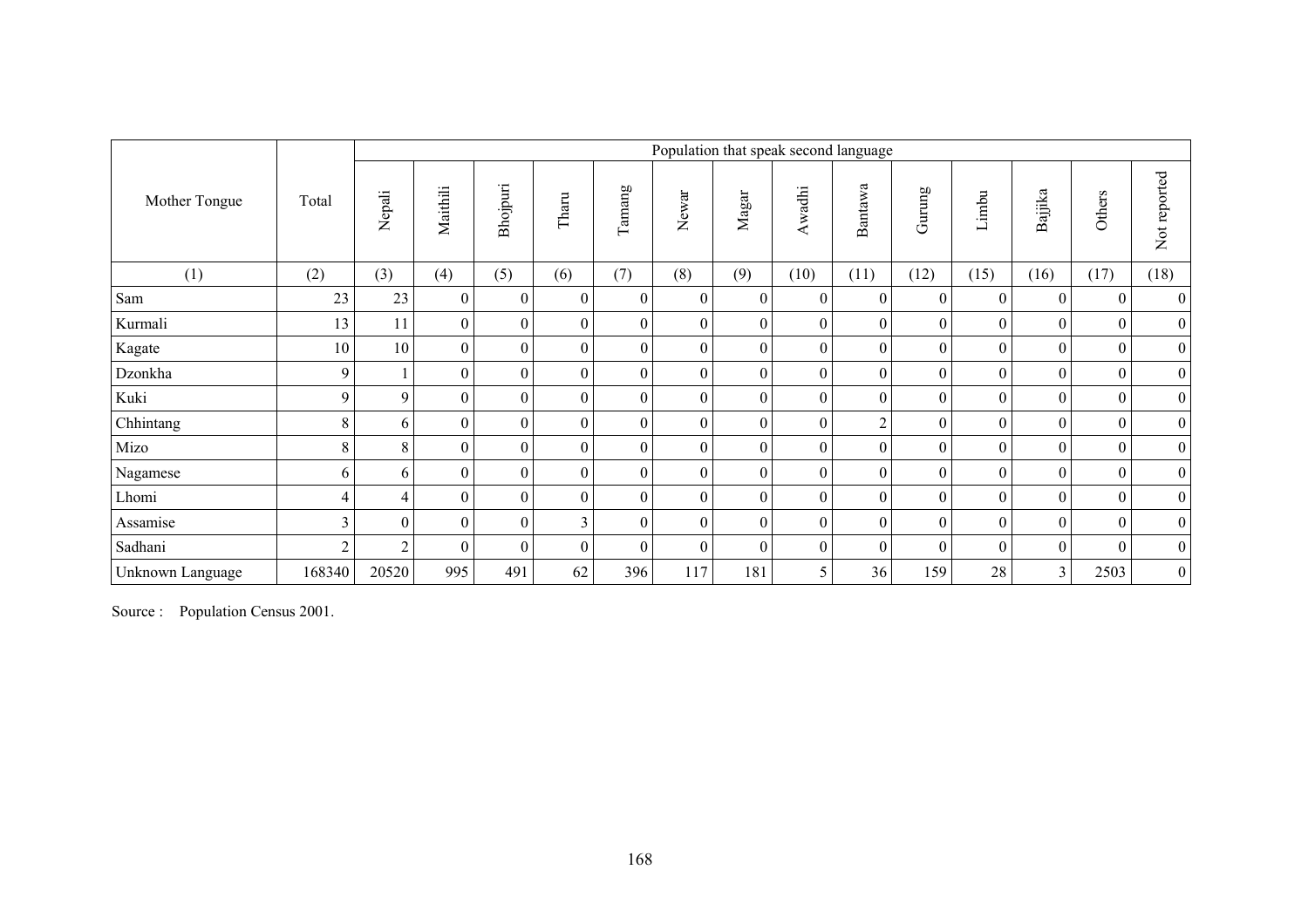| Mother Tongue | Total | Population that speak second language | | | | | | | | | | | | | |
|---|---|---|---|---|---|---|---|---|---|---|---|---|---|---|---|
| | | Nepali | Maithili | Bhojpuri | Tharu | Tamang | Newar | Magar | Awadhi | Bantawa | Gurung | Limbu | Bajjika | Others | Not reported |
| (1) | (2) | (3) | (4) | (5) | (6) | (7) | (8) | (9) | (10) | (11) | (12) | (15) | (16) | (17) | (18) |
| Sam | 23 | 23 | 0 | 0 | 0 | 0 | 0 | 0 | 0 | 0 | 0 | 0 | 0 | 0 | 0 |
| Kurmali | 13 | 11 | 0 | 0 | 0 | 0 | 0 | 0 | 0 | 0 | 0 | 0 | 0 | 0 | 0 |
| Kagate | 10 | 10 | 0 | 0 | 0 | 0 | 0 | 0 | 0 | 0 | 0 | 0 | 0 | 0 | 0 |
| Dzonkha | 9 | 1 | 0 | 0 | 0 | 0 | 0 | 0 | 0 | 0 | 0 | 0 | 0 | 0 | 0 |
| Kuki | 9 | 9 | 0 | 0 | 0 | 0 | 0 | 0 | 0 | 0 | 0 | 0 | 0 | 0 | 0 |
| Chhintang | 8 | 6 | 0 | 0 | 0 | 0 | 0 | 0 | 0 | 2 | 0 | 0 | 0 | 0 | 0 |
| Mizo | 8 | 8 | 0 | 0 | 0 | 0 | 0 | 0 | 0 | 0 | 0 | 0 | 0 | 0 | 0 |
| Nagamese | 6 | 6 | 0 | 0 | 0 | 0 | 0 | 0 | 0 | 0 | 0 | 0 | 0 | 0 | 0 |
| Lhomi | 4 | 4 | 0 | 0 | 0 | 0 | 0 | 0 | 0 | 0 | 0 | 0 | 0 | 0 | 0 |
| Assamise | 3 | 0 | 0 | 0 | 3 | 0 | 0 | 0 | 0 | 0 | 0 | 0 | 0 | 0 | 0 |
| Sadhani | 2 | 2 | 0 | 0 | 0 | 0 | 0 | 0 | 0 | 0 | 0 | 0 | 0 | 0 | 0 |
| Unknown Language | 168340 | 20520 | 995 | 491 | 62 | 396 | 117 | 181 | 5 | 36 | 159 | 28 | 3 | 2503 | 0 |

Source : Population Census 2001.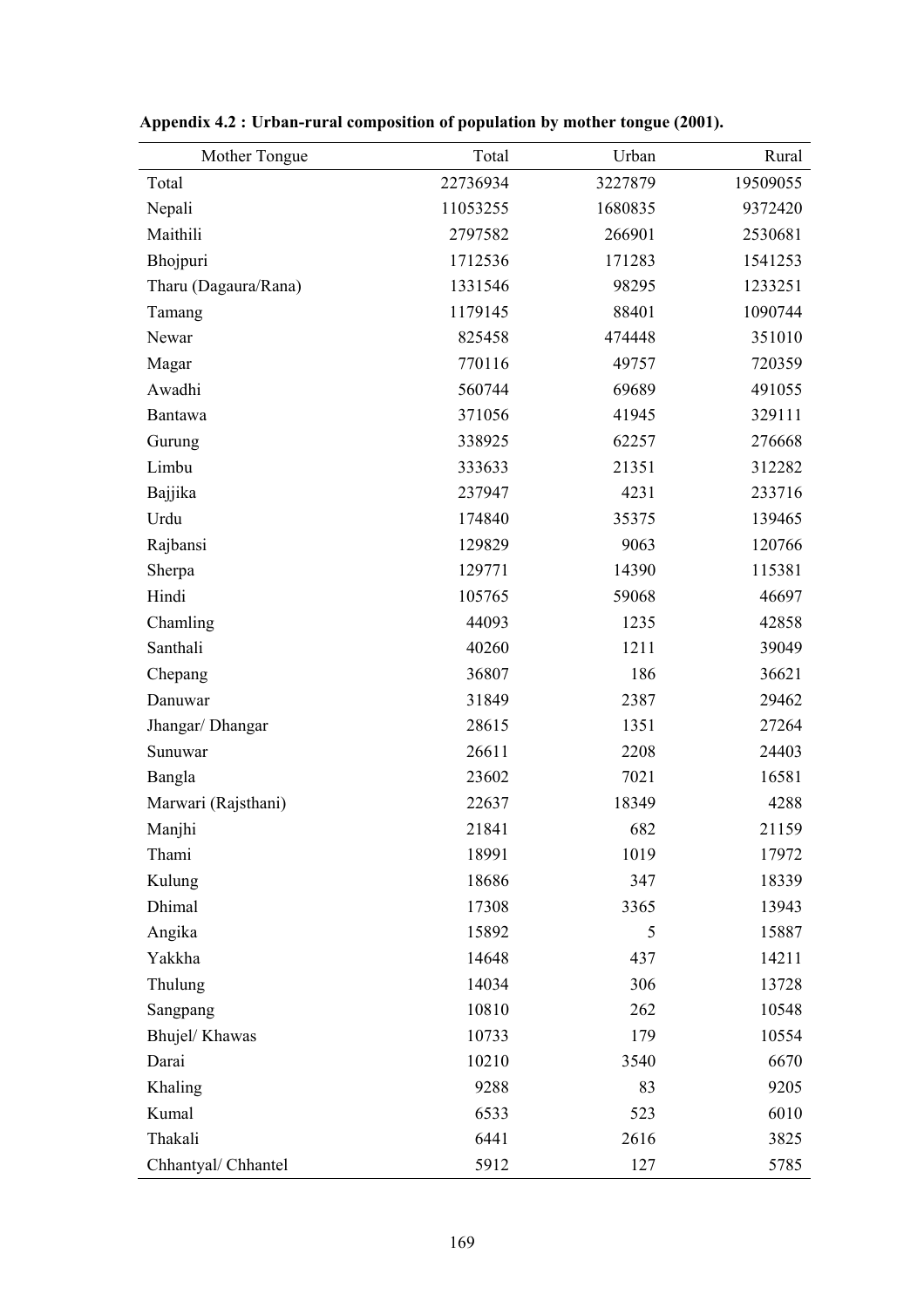**Appendix 4.2 : Urban-rural composition of population by mother tongue (2001).**

| Mother Tongue | Total | Urban | Rural |
|---|---|---|---|
| Total | 22736934 | 3227879 | 19509055 |
| Nepali | 11053255 | 1680835 | 9372420 |
| Maithili | 2797582 | 266901 | 2530681 |
| Bhojpuri | 1712536 | 171283 | 1541253 |
| Tharu (Dagaura/Rana) | 1331546 | 98295 | 1233251 |
| Tamang | 1179145 | 88401 | 1090744 |
| Newar | 825458 | 474448 | 351010 |
| Magar | 770116 | 49757 | 720359 |
| Awadhi | 560744 | 69689 | 491055 |
| Bantawa | 371056 | 41945 | 329111 |
| Gurung | 338925 | 62257 | 276668 |
| Limbu | 333633 | 21351 | 312282 |
| Bajjika | 237947 | 4231 | 233716 |
| Urdu | 174840 | 35375 | 139465 |
| Rajbansi | 129829 | 9063 | 120766 |
| Sherpa | 129771 | 14390 | 115381 |
| Hindi | 105765 | 59068 | 46697 |
| Chamling | 44093 | 1235 | 42858 |
| Santhali | 40260 | 1211 | 39049 |
| Chepang | 36807 | 186 | 36621 |
| Danuwar | 31849 | 2387 | 29462 |
| Jhangar/ Dhangar | 28615 | 1351 | 27264 |
| Sunuwar | 26611 | 2208 | 24403 |
| Bangla | 23602 | 7021 | 16581 |
| Marwari (Rajsthani) | 22637 | 18349 | 4288 |
| Manjhi | 21841 | 682 | 21159 |
| Thami | 18991 | 1019 | 17972 |
| Kulung | 18686 | 347 | 18339 |
| Dhimal | 17308 | 3365 | 13943 |
| Angika | 15892 | 5 | 15887 |
| Yakkha | 14648 | 437 | 14211 |
| Thulung | 14034 | 306 | 13728 |
| Sangpang | 10810 | 262 | 10548 |
| Bhujel/ Khawas | 10733 | 179 | 10554 |
| Darai | 10210 | 3540 | 6670 |
| Khaling | 9288 | 83 | 9205 |
| Kumal | 6533 | 523 | 6010 |
| Thakali | 6441 | 2616 | 3825 |
| Chhantyal/ Chhantel | 5912 | 127 | 5785 |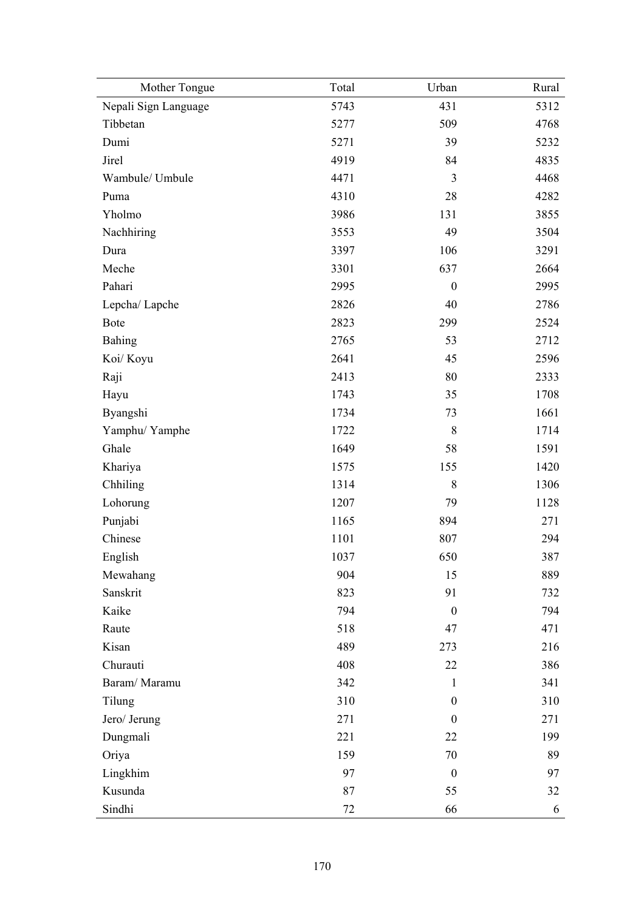| Mother Tongue | Total | Urban | Rural |
|---|---|---|---|
| Nepali Sign Language | 5743 | 431 | 5312 |
| Tibbetan | 5277 | 509 | 4768 |
| Dumi | 5271 | 39 | 5232 |
| Jirel | 4919 | 84 | 4835 |
| Wambule/ Umbule | 4471 | 3 | 4468 |
| Puma | 4310 | 28 | 4282 |
| Yholmo | 3986 | 131 | 3855 |
| Nachhiring | 3553 | 49 | 3504 |
| Dura | 3397 | 106 | 3291 |
| Meche | 3301 | 637 | 2664 |
| Pahari | 2995 | 0 | 2995 |
| Lepcha/ Lapche | 2826 | 40 | 2786 |
| Bote | 2823 | 299 | 2524 |
| Bahing | 2765 | 53 | 2712 |
| Koi/ Koyu | 2641 | 45 | 2596 |
| Raji | 2413 | 80 | 2333 |
| Hayu | 1743 | 35 | 1708 |
| Byangshi | 1734 | 73 | 1661 |
| Yamphu/ Yamphe | 1722 | 8 | 1714 |
| Ghale | 1649 | 58 | 1591 |
| Khariya | 1575 | 155 | 1420 |
| Chhiling | 1314 | 8 | 1306 |
| Lohorung | 1207 | 79 | 1128 |
| Punjabi | 1165 | 894 | 271 |
| Chinese | 1101 | 807 | 294 |
| English | 1037 | 650 | 387 |
| Mewahang | 904 | 15 | 889 |
| Sanskrit | 823 | 91 | 732 |
| Kaike | 794 | 0 | 794 |
| Raute | 518 | 47 | 471 |
| Kisan | 489 | 273 | 216 |
| Churauti | 408 | 22 | 386 |
| Baram/ Maramu | 342 | 1 | 341 |
| Tilung | 310 | 0 | 310 |
| Jero/ Jerung | 271 | 0 | 271 |
| Dungmali | 221 | 22 | 199 |
| Oriya | 159 | 70 | 89 |
| Lingkhim | 97 | 0 | 97 |
| Kusunda | 87 | 55 | 32 |
| Sindhi | 72 | 66 | 6 |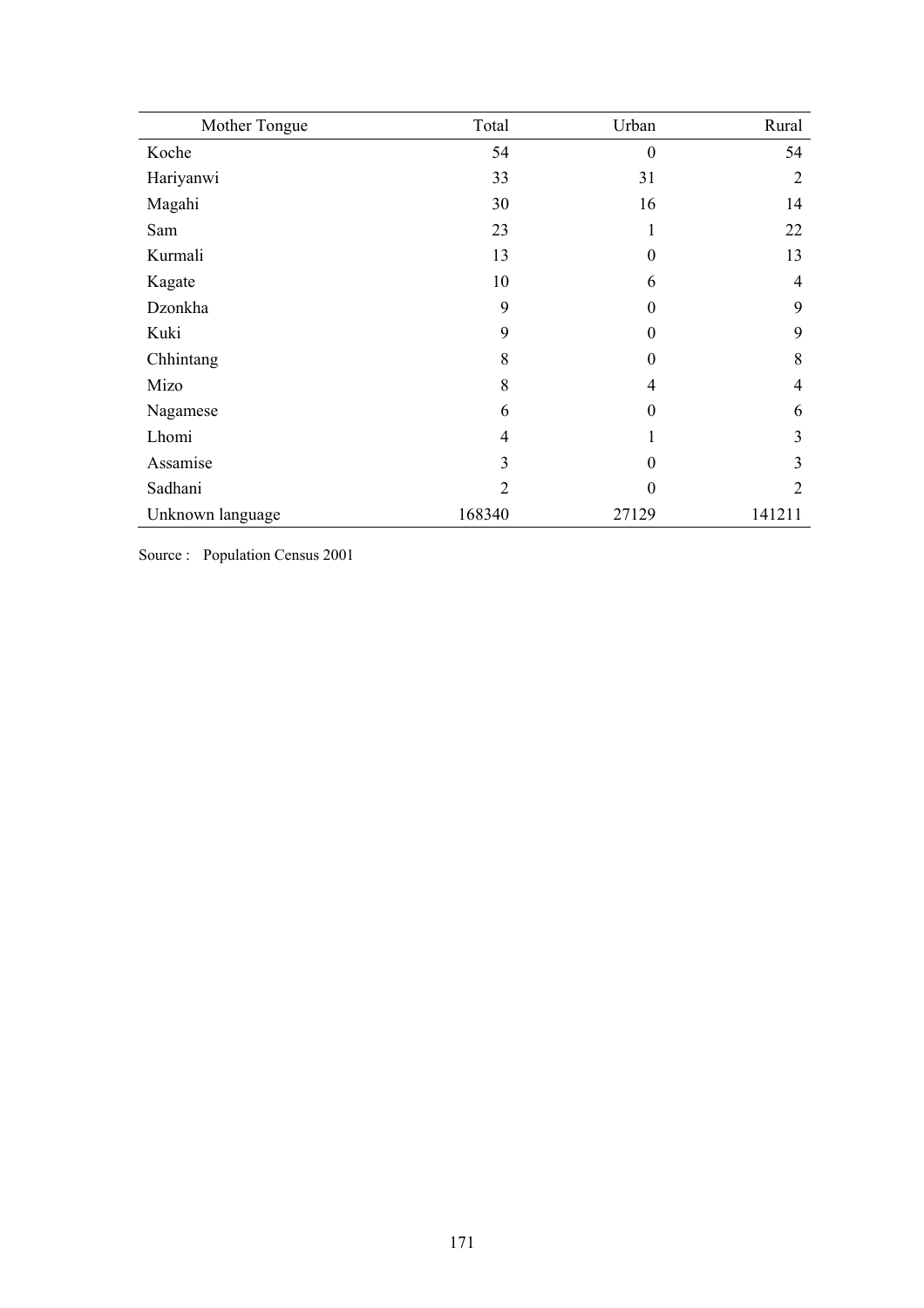| Mother Tongue | Total | Urban | Rural |
|---|---|---|---|
| Koche | 54 | 0 | 54 |
| Hariyanwi | 33 | 31 | 2 |
| Magahi | 30 | 16 | 14 |
| Sam | 23 | 1 | 22 |
| Kurmali | 13 | 0 | 13 |
| Kagate | 10 | 6 | 4 |
| Dzonkha | 9 | 0 | 9 |
| Kuki | 9 | 0 | 9 |
| Chhintang | 8 | 0 | 8 |
| Mizo | 8 | 4 | 4 |
| Nagamese | 6 | 0 | 6 |
| Lhomi | 4 | 1 | 3 |
| Assamise | 3 | 0 | 3 |
| Sadhani | 2 | 0 | 2 |
| Unknown language | 168340 | 27129 | 141211 |

Source : Population Census 2001